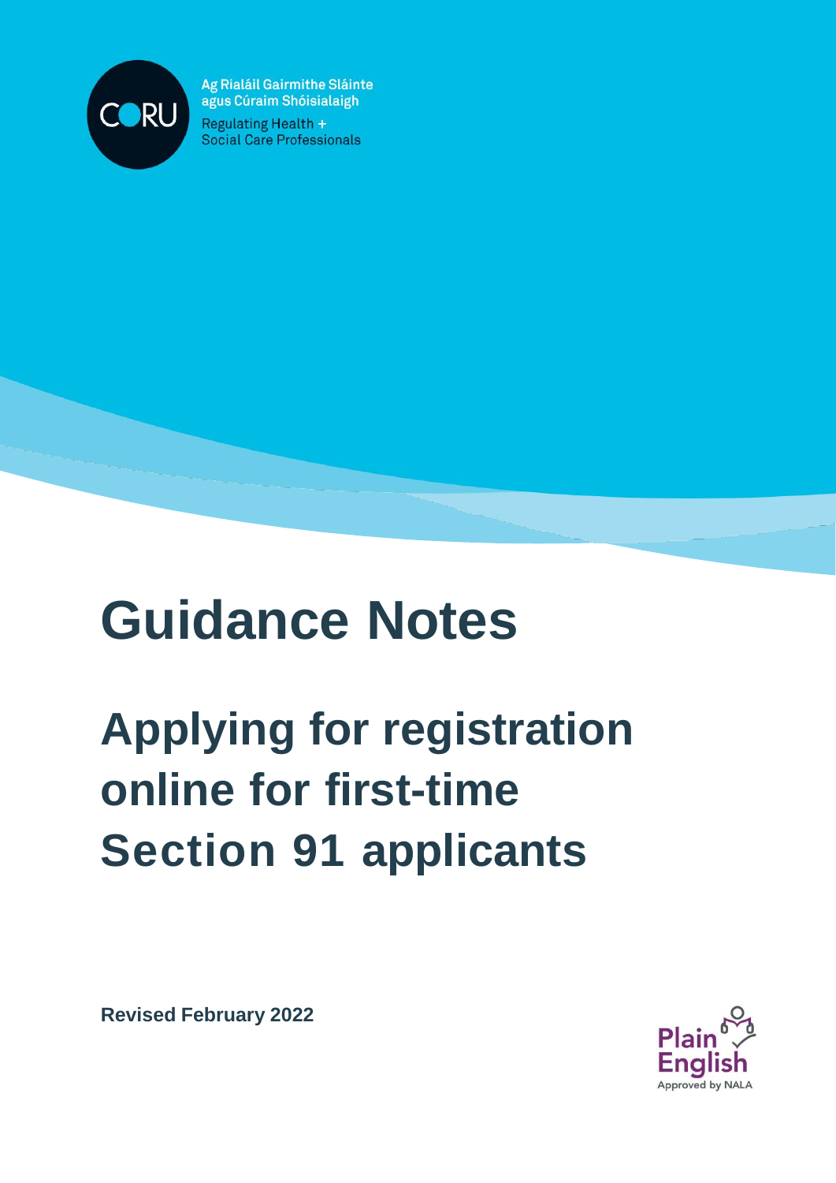Ag Rialáil Gairmithe Sláinte agus Cúraim Shóisialaigh

Regulating Health + Social Care Professionals

# Guidance Notes

## Applying for registration online for first-time Section 91 applicants

**Revised February 2022**

Plain English Approved by NALA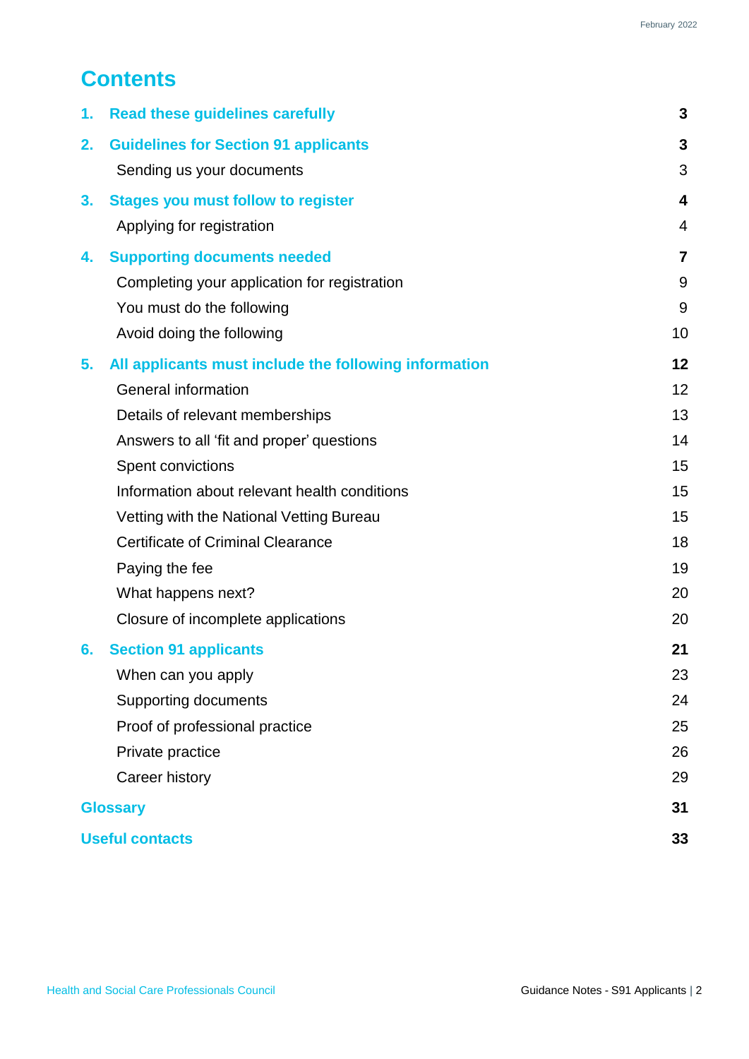# Contents

| | | |
|---|---|---|
| **1.** | **Read these guidelines carefully** | **3** |
| **2.** | **Guidelines for Section 91 applicants** | **3** |
| | Sending us your documents | 3 |
| **3.** | **Stages you must follow to register** | **4** |
| | Applying for registration | 4 |
| **4.** | **Supporting documents needed** | **7** |
| | Completing your application for registration | 9 |
| | You must do the following | 9 |
| | Avoid doing the following | 10 |
| **5.** | **All applicants must include the following information** | **12** |
| | General information | 12 |
| | Details of relevant memberships | 13 |
| | Answers to all 'fit and proper' questions | 14 |
| | Spent convictions | 15 |
| | Information about relevant health conditions | 15 |
| | Vetting with the National Vetting Bureau | 15 |
| | Certificate of Criminal Clearance | 18 |
| | Paying the fee | 19 |
| | What happens next? | 20 |
| | Closure of incomplete applications | 20 |
| **6.** | **Section 91 applicants** | **21** |
| | When can you apply | 23 |
| | Supporting documents | 24 |
| | Proof of professional practice | 25 |
| | Private practice | 26 |
| | Career history | 29 |
| | **Glossary** | **31** |
| | **Useful contacts** | **33** |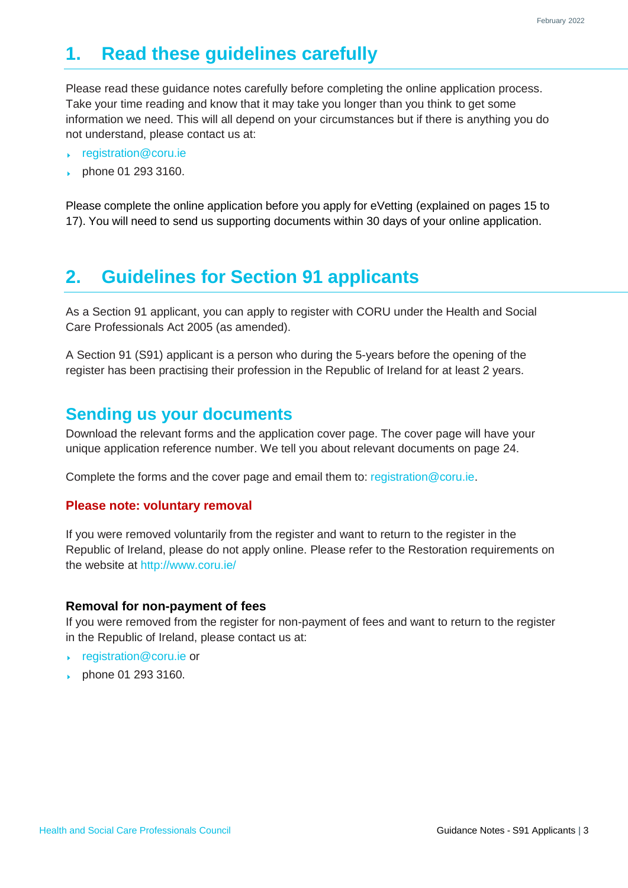# 1. Read these guidelines carefully

Please read these guidance notes carefully before completing the online application process. Take your time reading and know that it may take you longer than you think to get some information we need. This will all depend on your circumstances but if there is anything you do not understand, please contact us at:

- registration@coru.ie
- phone 01 293 3160.

Please complete the online application before you apply for eVetting (explained on pages 15 to 17). You will need to send us supporting documents within 30 days of your online application.

# 2. Guidelines for Section 91 applicants

As a Section 91 applicant, you can apply to register with CORU under the Health and Social Care Professionals Act 2005 (as amended).

A Section 91 (S91) applicant is a person who during the 5-years before the opening of the register has been practising their profession in the Republic of Ireland for at least 2 years.

## Sending us your documents

Download the relevant forms and the application cover page. The cover page will have your unique application reference number. We tell you about relevant documents on page 24.

Complete the forms and the cover page and email them to: registration@coru.ie.

### Please note: voluntary removal

If you were removed voluntarily from the register and want to return to the register in the Republic of Ireland, please do not apply online. Please refer to the Restoration requirements on the website at http://www.coru.ie/

### Removal for non-payment of fees

If you were removed from the register for non-payment of fees and want to return to the register in the Republic of Ireland, please contact us at:

- registration@coru.ie or
- phone 01 293 3160.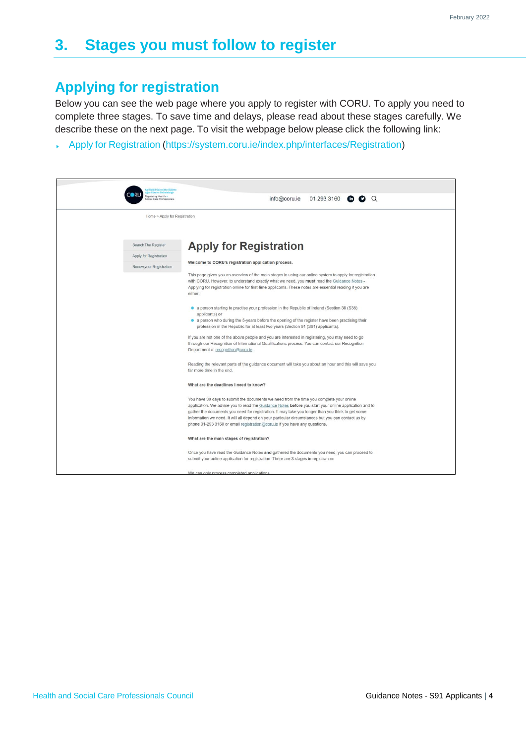# 3. Stages you must follow to register

## Applying for registration

Below you can see the web page where you apply to register with CORU. To apply you need to complete three stages. To save time and delays, please read about these stages carefully. We describe these on the next page. To visit the webpage below please click the following link:

- Apply for Registration (https://system.coru.ie/index.php/interfaces/Registration)

CORU Regulating Health + Social Care Professionals

info@coru.ie 01 293 3160

Home > Apply for Registration

- Search The Register
- Apply for Registration
- Renew your Registration

### Apply for Registration

**Welcome to CORU's registration application process.**

This page gives you an overview of the main stages in using our online system to apply for registration with CORU. However, to understand exactly what we need, you **must** read the Guidance Notes - Applying for registration online for first-time applicants. These notes are essential reading if you are either:

- a person starting to practise your profession in the Republic of Ireland (Section 38 (S38) applicants) or
- a person who during the 5-years before the opening of the register have been practising their profession in the Republic for at least two years (Section 91 (S91) applicants).

If you are not one of the above people and you are interested in registering, you may need to go through our Recognition of International Qualifications process. You can contact our Recognition Department at recognition@coru.ie.

Reading the relevant parts of the guidance document will take you about an hour and this will save you far more time in the end.

**What are the deadlines I need to know?**

You have 30 days to submit the documents we need from the time you complete your online application. We advise you to read the Guidance Notes **before** you start your online application and to gather the documents you need for registration. It may take you longer than you think to get some information we need. It will all depend on your particular circumstances but you can contact us by phone 01-293 3160 or email registration@coru.ie if you have any questions.

**What are the main stages of registration?**

Once you have read the Guidance Notes **and** gathered the documents you need, you can proceed to submit your online application for registration. There are 3 stages in registration:

We can only process completed applications.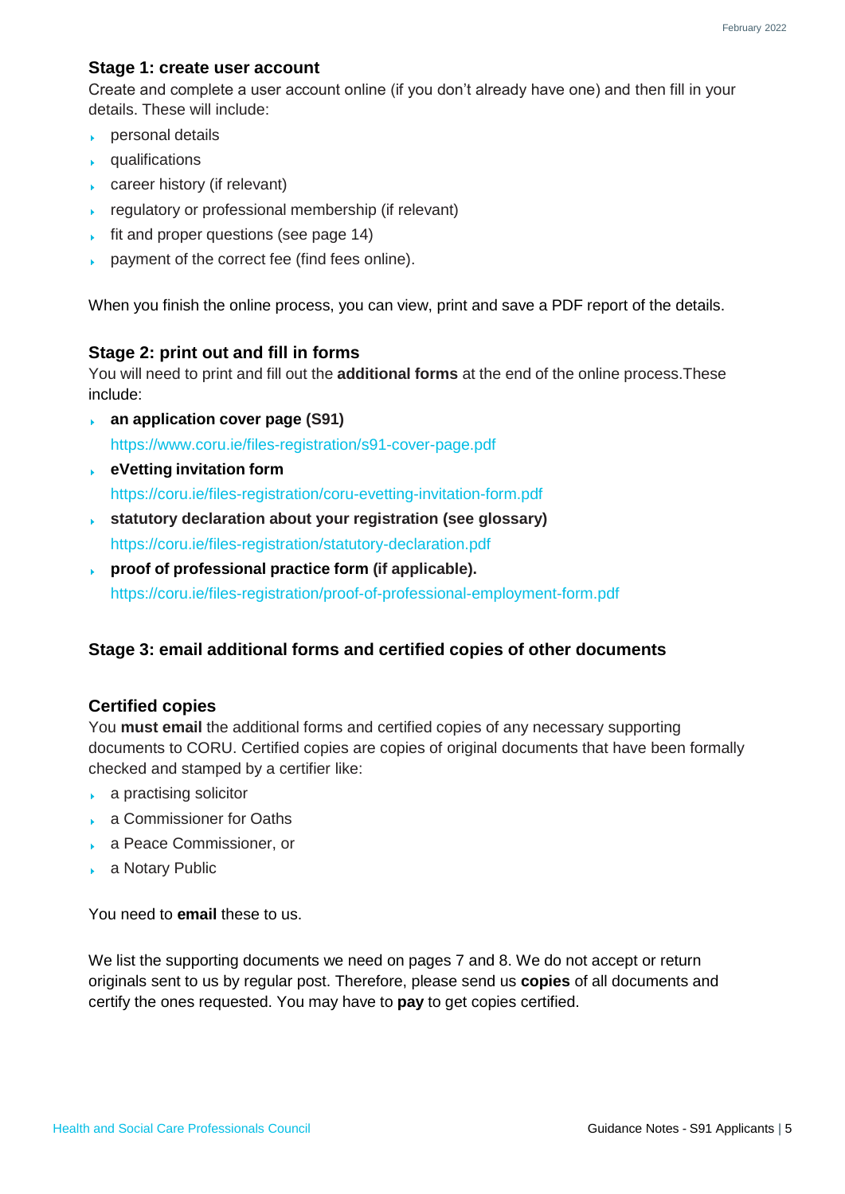### Stage 1: create user account

Create and complete a user account online (if you don't already have one) and then fill in your details. These will include:

- personal details
- qualifications
- career history (if relevant)
- regulatory or professional membership (if relevant)
- fit and proper questions (see page 14)
- payment of the correct fee (find fees online).

When you finish the online process, you can view, print and save a PDF report of the details.

### Stage 2: print out and fill in forms

You will need to print and fill out the **additional forms** at the end of the online process.These include:

- **an application cover page (S91)**
  https://www.coru.ie/files-registration/s91-cover-page.pdf
- **eVetting invitation form**
  https://coru.ie/files-registration/coru-evetting-invitation-form.pdf
- **statutory declaration about your registration (see glossary)**
  https://coru.ie/files-registration/statutory-declaration.pdf
- **proof of professional practice form (if applicable).**
  https://coru.ie/files-registration/proof-of-professional-employment-form.pdf

### Stage 3: email additional forms and certified copies of other documents

### Certified copies

You **must email** the additional forms and certified copies of any necessary supporting documents to CORU. Certified copies are copies of original documents that have been formally checked and stamped by a certifier like:

- a practising solicitor
- a Commissioner for Oaths
- a Peace Commissioner, or
- a Notary Public

You need to **email** these to us.

We list the supporting documents we need on pages 7 and 8. We do not accept or return originals sent to us by regular post. Therefore, please send us **copies** of all documents and certify the ones requested. You may have to **pay** to get copies certified.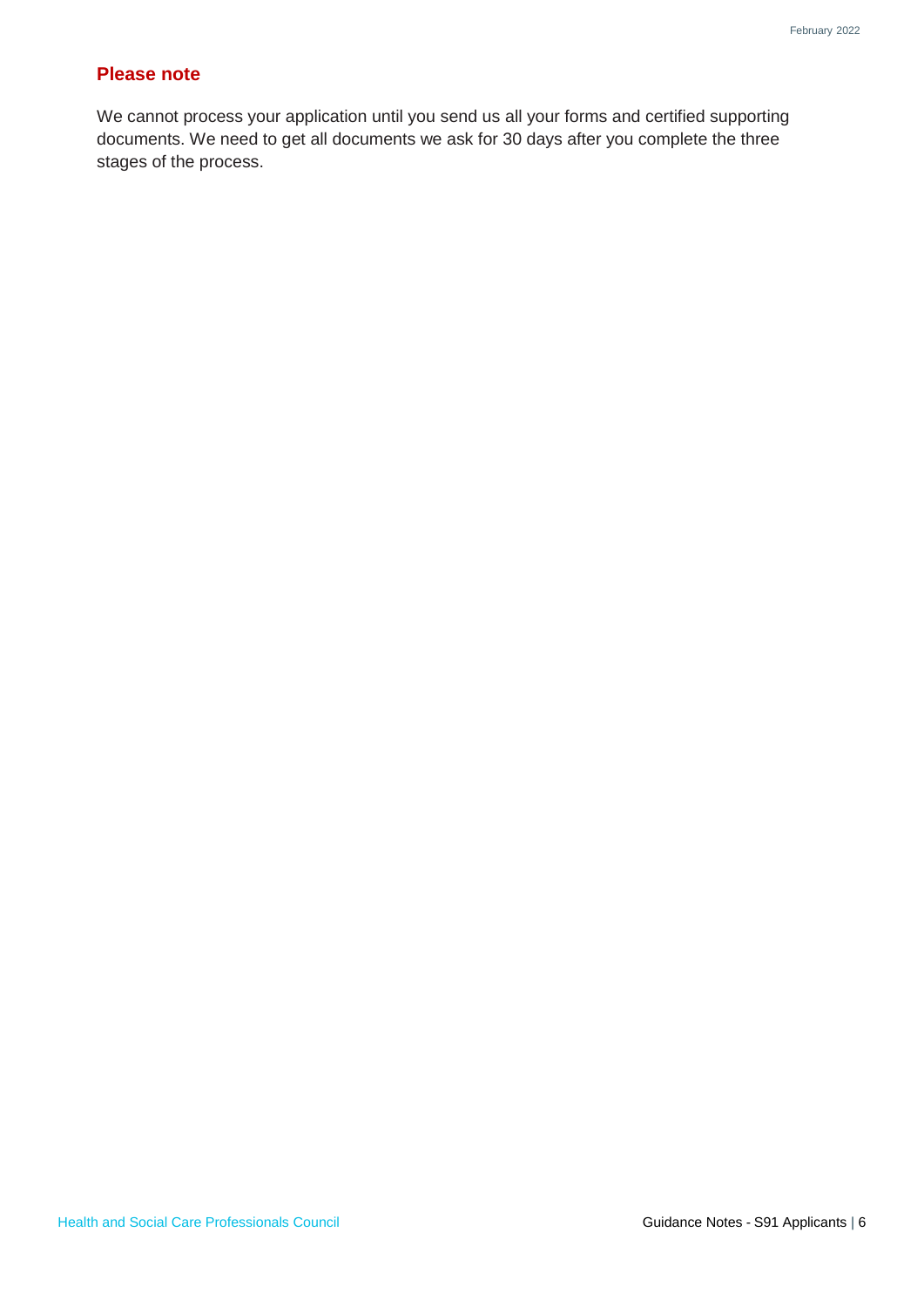## Please note

We cannot process your application until you send us all your forms and certified supporting documents. We need to get all documents we ask for 30 days after you complete the three stages of the process.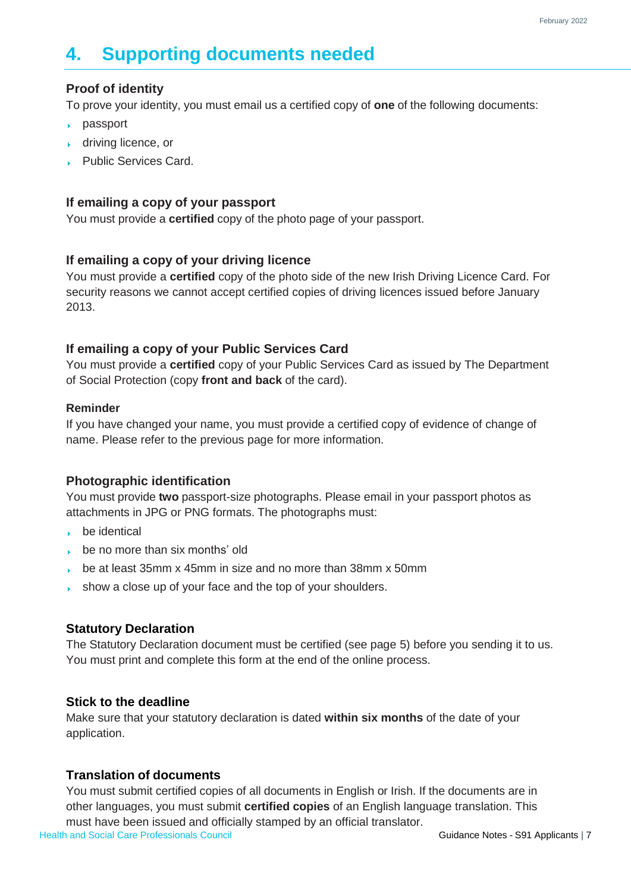## 4. Supporting documents needed

### Proof of identity

To prove your identity, you must email us a certified copy of **one** of the following documents:

- passport
- driving licence, or
- Public Services Card.

### If emailing a copy of your passport

You must provide a **certified** copy of the photo page of your passport.

### If emailing a copy of your driving licence

You must provide a **certified** copy of the photo side of the new Irish Driving Licence Card. For security reasons we cannot accept certified copies of driving licences issued before January 2013.

### If emailing a copy of your Public Services Card

You must provide a **certified** copy of your Public Services Card as issued by The Department of Social Protection (copy **front and back** of the card).

#### Reminder

If you have changed your name, you must provide a certified copy of evidence of change of name. Please refer to the previous page for more information.

### Photographic identification

You must provide **two** passport-size photographs. Please email in your passport photos as attachments in JPG or PNG formats. The photographs must:

- be identical
- be no more than six months' old
- be at least 35mm x 45mm in size and no more than 38mm x 50mm
- show a close up of your face and the top of your shoulders.

### Statutory Declaration

The Statutory Declaration document must be certified (see page 5) before you sending it to us. You must print and complete this form at the end of the online process.

### Stick to the deadline

Make sure that your statutory declaration is dated **within six months** of the date of your application.

### Translation of documents

You must submit certified copies of all documents in English or Irish. If the documents are in other languages, you must submit **certified copies** of an English language translation. This must have been issued and officially stamped by an official translator.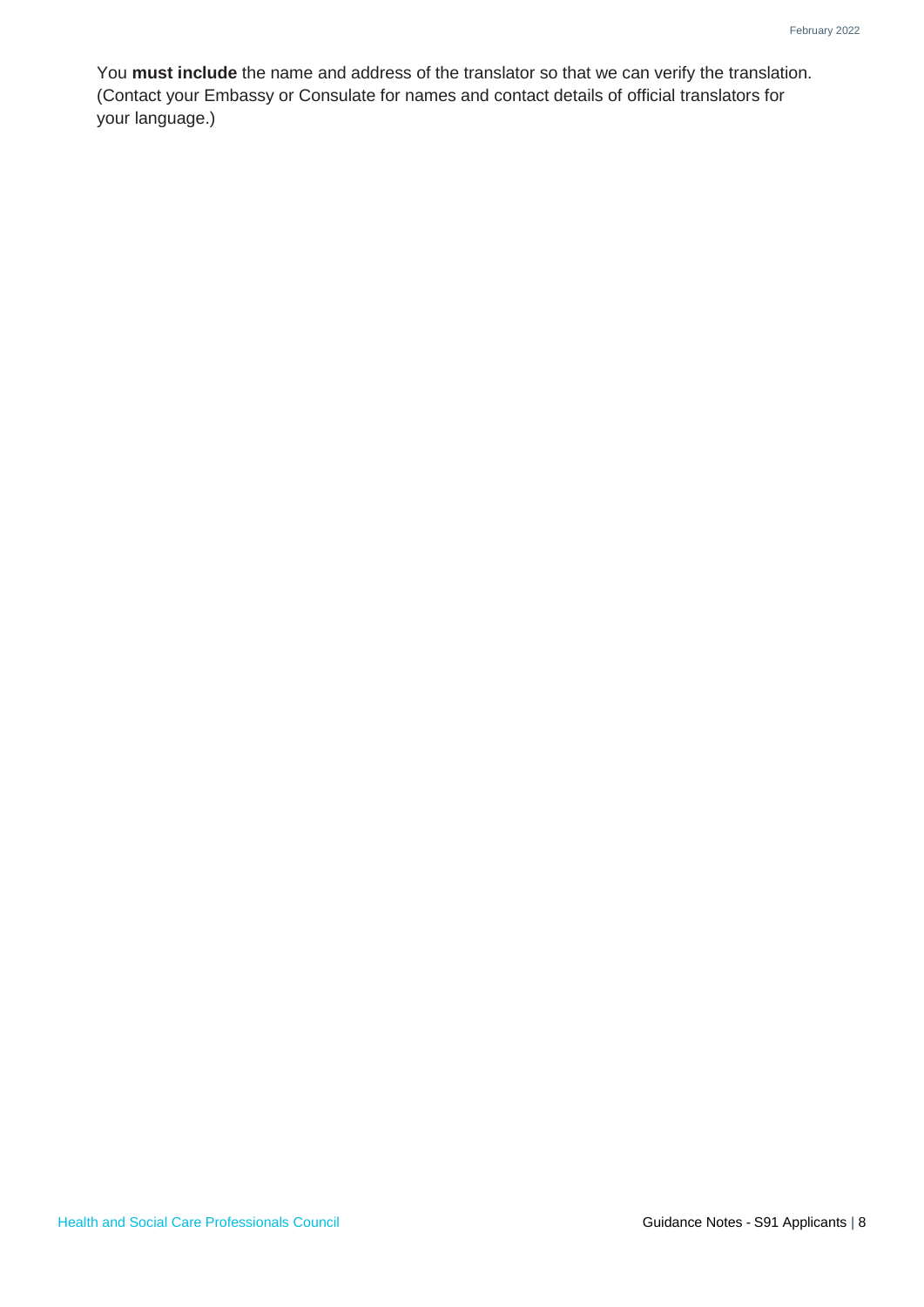You **must include** the name and address of the translator so that we can verify the translation. (Contact your Embassy or Consulate for names and contact details of official translators for your language.)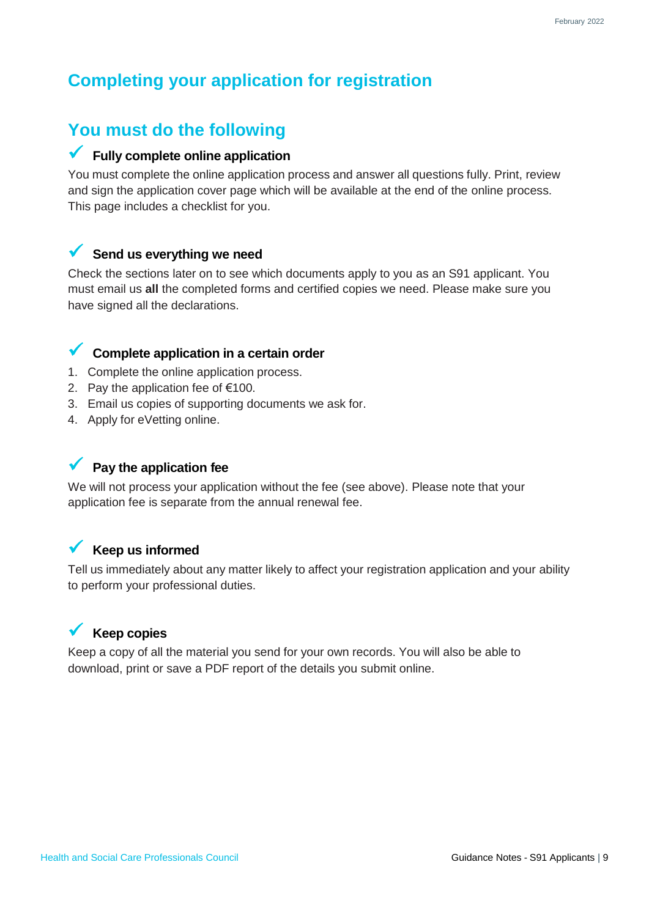# Completing your application for registration

## You must do the following

### ✓ Fully complete online application

You must complete the online application process and answer all questions fully. Print, review and sign the application cover page which will be available at the end of the online process. This page includes a checklist for you.

### ✓ Send us everything we need

Check the sections later on to see which documents apply to you as an S91 applicant. You must email us **all** the completed forms and certified copies we need. Please make sure you have signed all the declarations.

### ✓ Complete application in a certain order

1. Complete the online application process.
2. Pay the application fee of €100.
3. Email us copies of supporting documents we ask for.
4. Apply for eVetting online.

### ✓ Pay the application fee

We will not process your application without the fee (see above). Please note that your application fee is separate from the annual renewal fee.

### ✓ Keep us informed

Tell us immediately about any matter likely to affect your registration application and your ability to perform your professional duties.

### ✓ Keep copies

Keep a copy of all the material you send for your own records. You will also be able to download, print or save a PDF report of the details you submit online.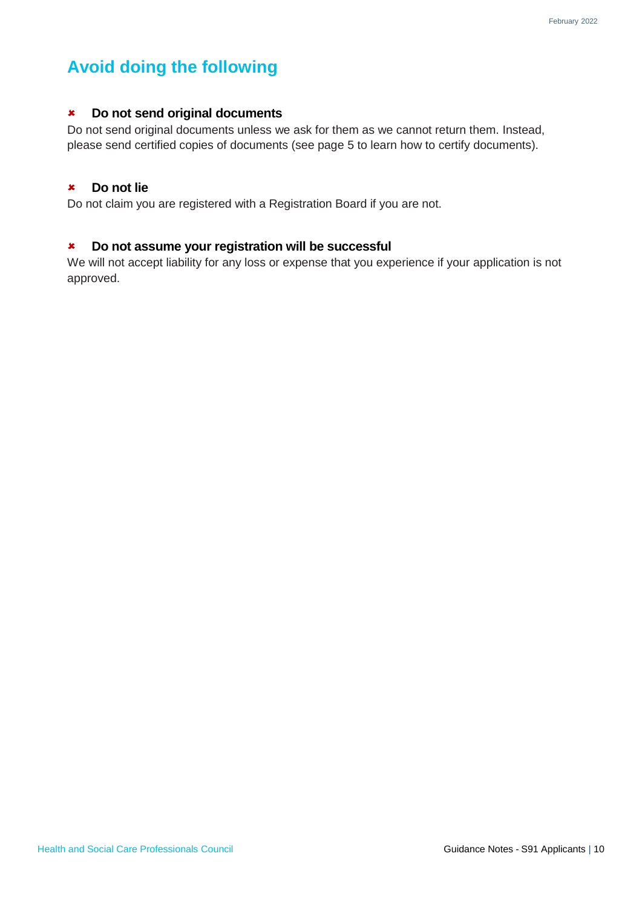## Avoid doing the following

- **Do not send original documents**

Do not send original documents unless we ask for them as we cannot return them. Instead, please send certified copies of documents (see page 5 to learn how to certify documents).

- **Do not lie**

Do not claim you are registered with a Registration Board if you are not.

- **Do not assume your registration will be successful**

We will not accept liability for any loss or expense that you experience if your application is not approved.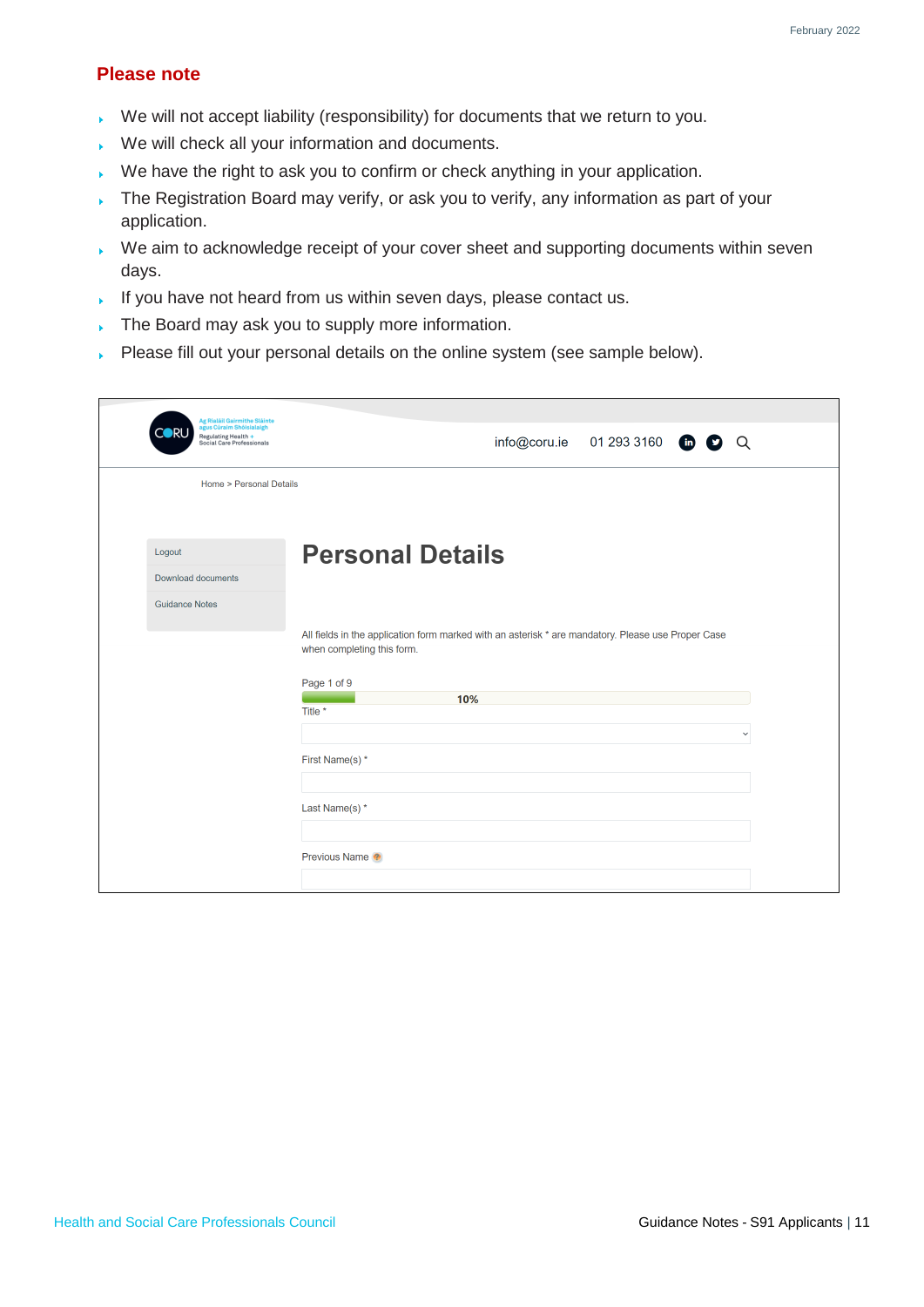## Please note

- We will not accept liability (responsibility) for documents that we return to you.
- We will check all your information and documents.
- We have the right to ask you to confirm or check anything in your application.
- The Registration Board may verify, or ask you to verify, any information as part of your application.
- We aim to acknowledge receipt of your cover sheet and supporting documents within seven days.
- If you have not heard from us within seven days, please contact us.
- The Board may ask you to supply more information.
- Please fill out your personal details on the online system (see sample below).

CORU Ag Rialáil Gairmithe Sláinte agus Cúraim Shóisialaigh Regulating Health + Social Care Professionals

info@coru.ie 01 293 3160

Home > Personal Details

Logout

Download documents

Guidance Notes

# Personal Details

All fields in the application form marked with an asterisk * are mandatory. Please use Proper Case when completing this form.

Page 1 of 9

10%

Title *

First Name(s) *

Last Name(s) *

Previous Name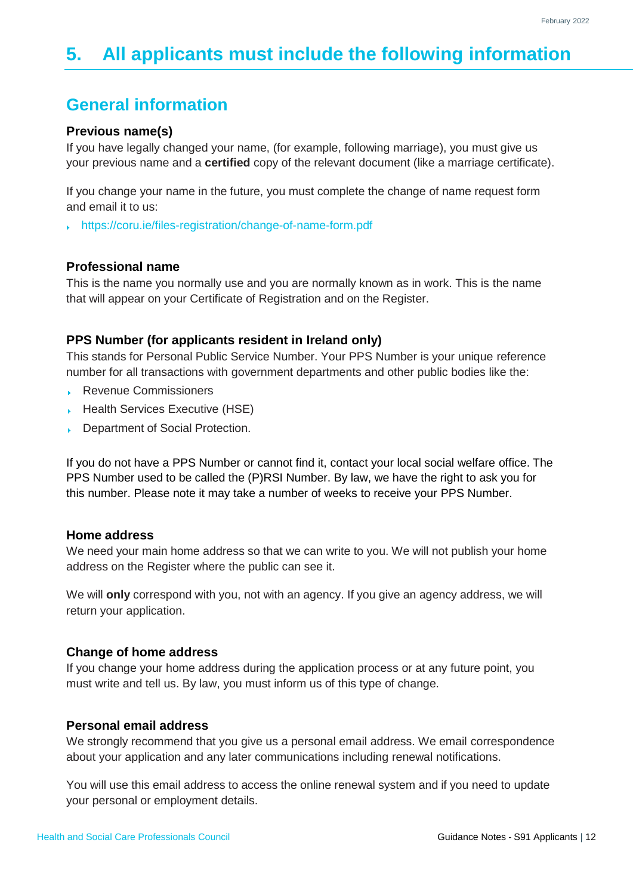# 5. All applicants must include the following information

## General information

### Previous name(s)

If you have legally changed your name, (for example, following marriage), you must give us your previous name and a **certified** copy of the relevant document (like a marriage certificate).

If you change your name in the future, you must complete the change of name request form and email it to us:

- https://coru.ie/files-registration/change-of-name-form.pdf

### Professional name

This is the name you normally use and you are normally known as in work. This is the name that will appear on your Certificate of Registration and on the Register.

### PPS Number (for applicants resident in Ireland only)

This stands for Personal Public Service Number. Your PPS Number is your unique reference number for all transactions with government departments and other public bodies like the:

- Revenue Commissioners
- Health Services Executive (HSE)
- Department of Social Protection.

If you do not have a PPS Number or cannot find it, contact your local social welfare office. The PPS Number used to be called the (P)RSI Number. By law, we have the right to ask you for this number. Please note it may take a number of weeks to receive your PPS Number.

### Home address

We need your main home address so that we can write to you. We will not publish your home address on the Register where the public can see it.

We will **only** correspond with you, not with an agency. If you give an agency address, we will return your application.

### Change of home address

If you change your home address during the application process or at any future point, you must write and tell us. By law, you must inform us of this type of change.

### Personal email address

We strongly recommend that you give us a personal email address. We email correspondence about your application and any later communications including renewal notifications.

You will use this email address to access the online renewal system and if you need to update your personal or employment details.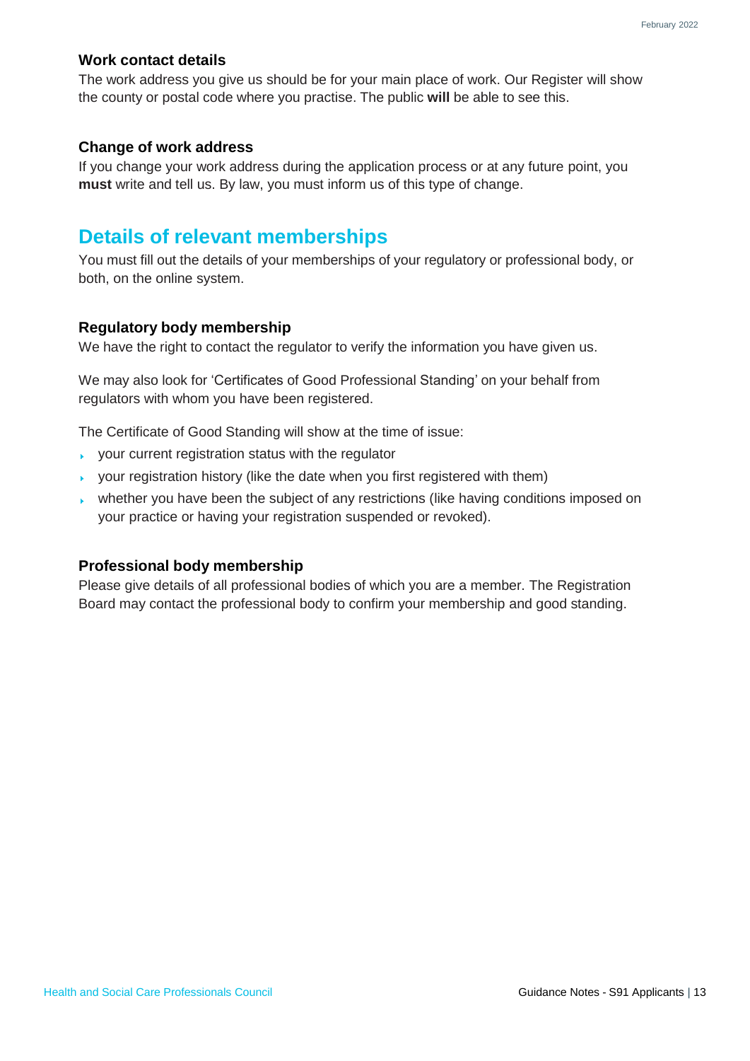### Work contact details

The work address you give us should be for your main place of work. Our Register will show the county or postal code where you practise. The public **will** be able to see this.

### Change of work address

If you change your work address during the application process or at any future point, you **must** write and tell us. By law, you must inform us of this type of change.

## Details of relevant memberships

You must fill out the details of your memberships of your regulatory or professional body, or both, on the online system.

### Regulatory body membership

We have the right to contact the regulator to verify the information you have given us.

We may also look for 'Certificates of Good Professional Standing' on your behalf from regulators with whom you have been registered.

The Certificate of Good Standing will show at the time of issue:

- your current registration status with the regulator
- your registration history (like the date when you first registered with them)
- whether you have been the subject of any restrictions (like having conditions imposed on your practice or having your registration suspended or revoked).

### Professional body membership

Please give details of all professional bodies of which you are a member. The Registration Board may contact the professional body to confirm your membership and good standing.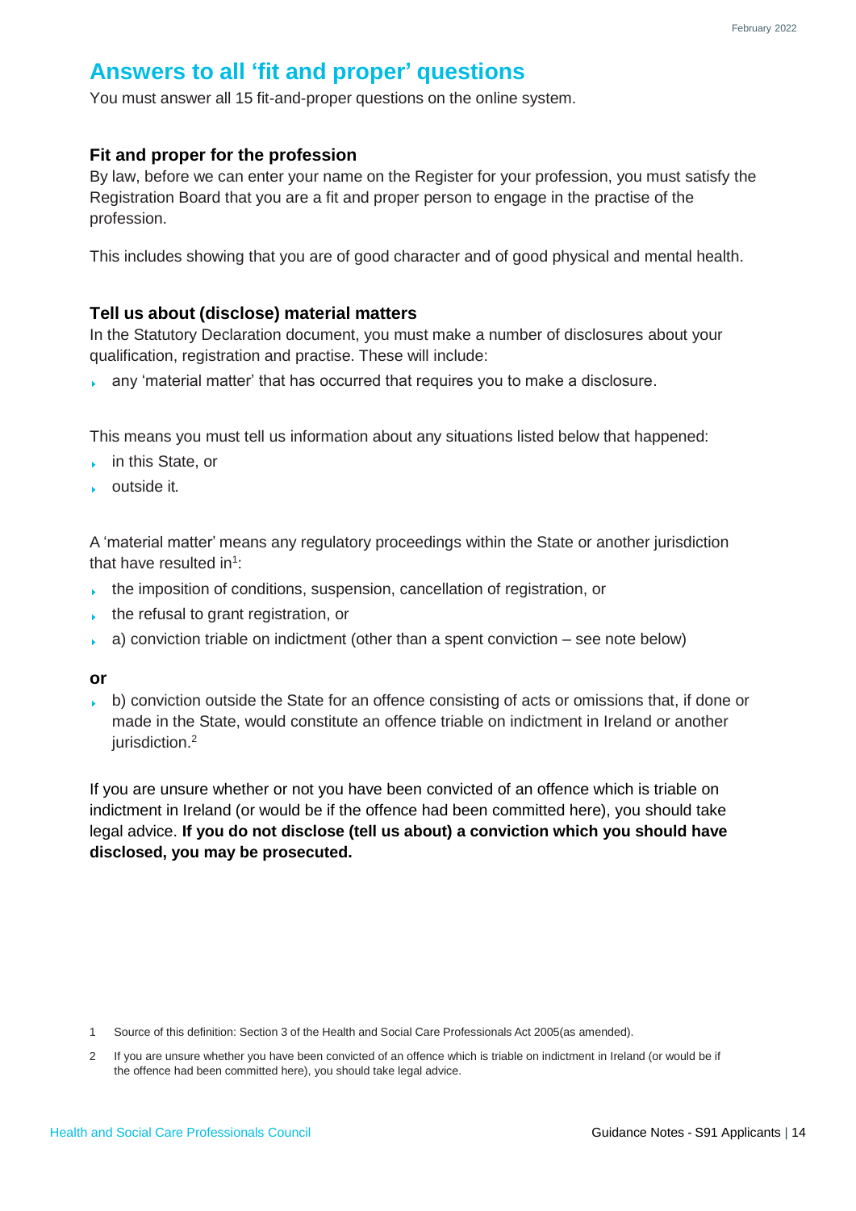## Answers to all 'fit and proper' questions

You must answer all 15 fit-and-proper questions on the online system.

### Fit and proper for the profession

By law, before we can enter your name on the Register for your profession, you must satisfy the Registration Board that you are a fit and proper person to engage in the practise of the profession.

This includes showing that you are of good character and of good physical and mental health.

### Tell us about (disclose) material matters

In the Statutory Declaration document, you must make a number of disclosures about your qualification, registration and practise. These will include:

- any 'material matter' that has occurred that requires you to make a disclosure.

This means you must tell us information about any situations listed below that happened:

- in this State, or
- outside it.

A 'material matter' means any regulatory proceedings within the State or another jurisdiction that have resulted in[1]:

- the imposition of conditions, suspension, cancellation of registration, or
- the refusal to grant registration, or
- a) conviction triable on indictment (other than a spent conviction – see note below)

**or**

- b) conviction outside the State for an offence consisting of acts or omissions that, if done or made in the State, would constitute an offence triable on indictment in Ireland or another jurisdiction.[2]

If you are unsure whether or not you have been convicted of an offence which is triable on indictment in Ireland (or would be if the offence had been committed here), you should take legal advice. **If you do not disclose (tell us about) a conviction which you should have disclosed, you may be prosecuted.**

1 Source of this definition: Section 3 of the Health and Social Care Professionals Act 2005(as amended).

2 If you are unsure whether you have been convicted of an offence which is triable on indictment in Ireland (or would be if the offence had been committed here), you should take legal advice.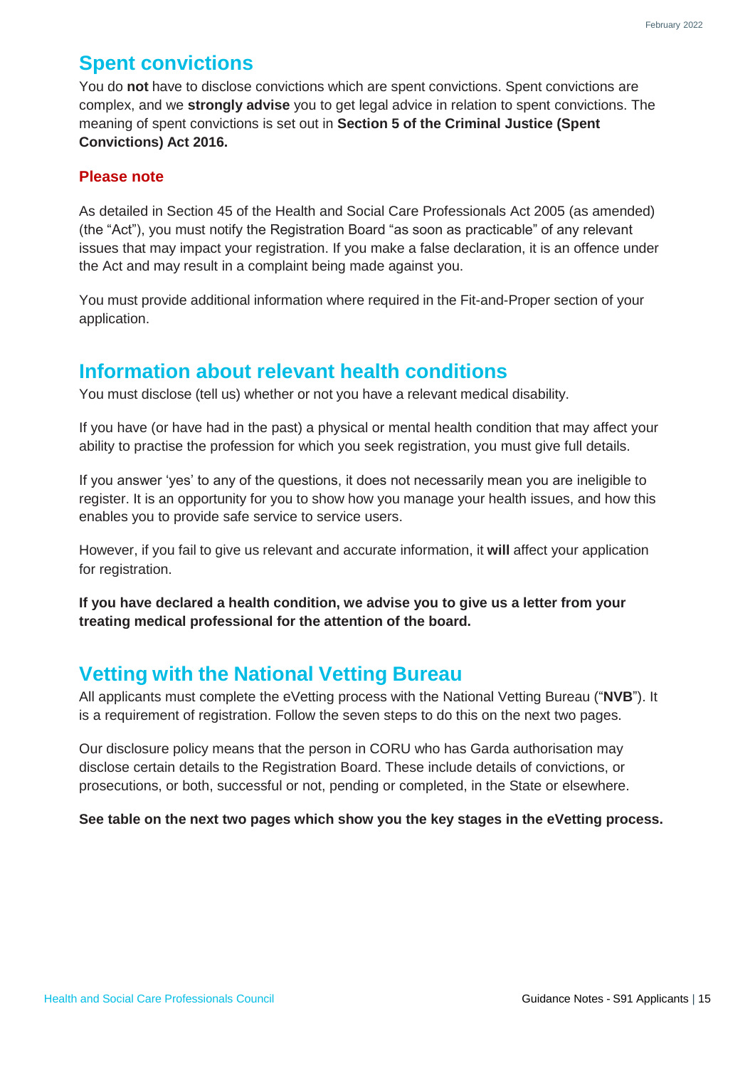## Spent convictions

You do **not** have to disclose convictions which are spent convictions. Spent convictions are complex, and we **strongly advise** you to get legal advice in relation to spent convictions. The meaning of spent convictions is set out in **Section 5 of the Criminal Justice (Spent Convictions) Act 2016.**

### Please note

As detailed in Section 45 of the Health and Social Care Professionals Act 2005 (as amended) (the "Act"), you must notify the Registration Board "as soon as practicable" of any relevant issues that may impact your registration. If you make a false declaration, it is an offence under the Act and may result in a complaint being made against you.

You must provide additional information where required in the Fit-and-Proper section of your application.

## Information about relevant health conditions

You must disclose (tell us) whether or not you have a relevant medical disability.

If you have (or have had in the past) a physical or mental health condition that may affect your ability to practise the profession for which you seek registration, you must give full details.

If you answer 'yes' to any of the questions, it does not necessarily mean you are ineligible to register. It is an opportunity for you to show how you manage your health issues, and how this enables you to provide safe service to service users.

However, if you fail to give us relevant and accurate information, it **will** affect your application for registration.

**If you have declared a health condition, we advise you to give us a letter from your treating medical professional for the attention of the board.**

## Vetting with the National Vetting Bureau

All applicants must complete the eVetting process with the National Vetting Bureau ("**NVB**"). It is a requirement of registration. Follow the seven steps to do this on the next two pages.

Our disclosure policy means that the person in CORU who has Garda authorisation may disclose certain details to the Registration Board. These include details of convictions, or prosecutions, or both, successful or not, pending or completed, in the State or elsewhere.

**See table on the next two pages which show you the key stages in the eVetting process.**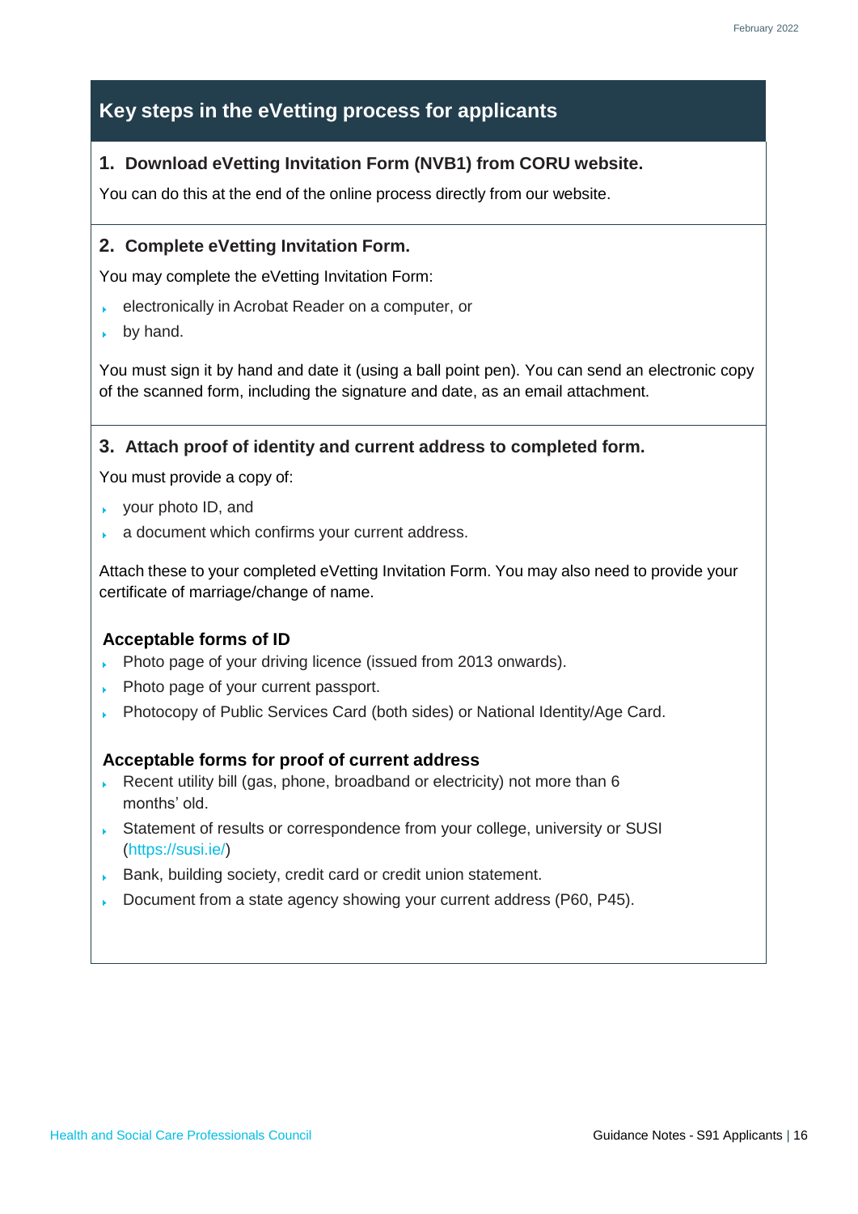## Key steps in the eVetting process for applicants

### 1. Download eVetting Invitation Form (NVB1) from CORU website.

You can do this at the end of the online process directly from our website.

### 2. Complete eVetting Invitation Form.

You may complete the eVetting Invitation Form:

- electronically in Acrobat Reader on a computer, or
- by hand.

You must sign it by hand and date it (using a ball point pen). You can send an electronic copy of the scanned form, including the signature and date, as an email attachment.

### 3. Attach proof of identity and current address to completed form.

You must provide a copy of:

- your photo ID, and
- a document which confirms your current address.

Attach these to your completed eVetting Invitation Form. You may also need to provide your certificate of marriage/change of name.

#### Acceptable forms of ID

- Photo page of your driving licence (issued from 2013 onwards).
- Photo page of your current passport.
- Photocopy of Public Services Card (both sides) or National Identity/Age Card.

#### Acceptable forms for proof of current address

- Recent utility bill (gas, phone, broadband or electricity) not more than 6 months' old.
- Statement of results or correspondence from your college, university or SUSI (https://susi.ie/)
- Bank, building society, credit card or credit union statement.
- Document from a state agency showing your current address (P60, P45).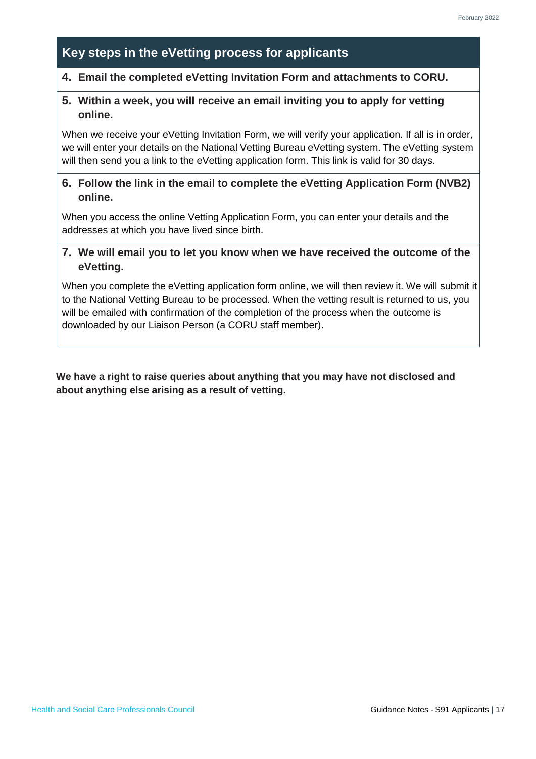## Key steps in the eVetting process for applicants

**4. Email the completed eVetting Invitation Form and attachments to CORU.**

**5. Within a week, you will receive an email inviting you to apply for vetting online.**

When we receive your eVetting Invitation Form, we will verify your application. If all is in order, we will enter your details on the National Vetting Bureau eVetting system. The eVetting system will then send you a link to the eVetting application form. This link is valid for 30 days.

**6. Follow the link in the email to complete the eVetting Application Form (NVB2) online.**

When you access the online Vetting Application Form, you can enter your details and the addresses at which you have lived since birth.

**7. We will email you to let you know when we have received the outcome of the eVetting.**

When you complete the eVetting application form online, we will then review it. We will submit it to the National Vetting Bureau to be processed. When the vetting result is returned to us, you will be emailed with confirmation of the completion of the process when the outcome is downloaded by our Liaison Person (a CORU staff member).

**We have a right to raise queries about anything that you may have not disclosed and about anything else arising as a result of vetting.**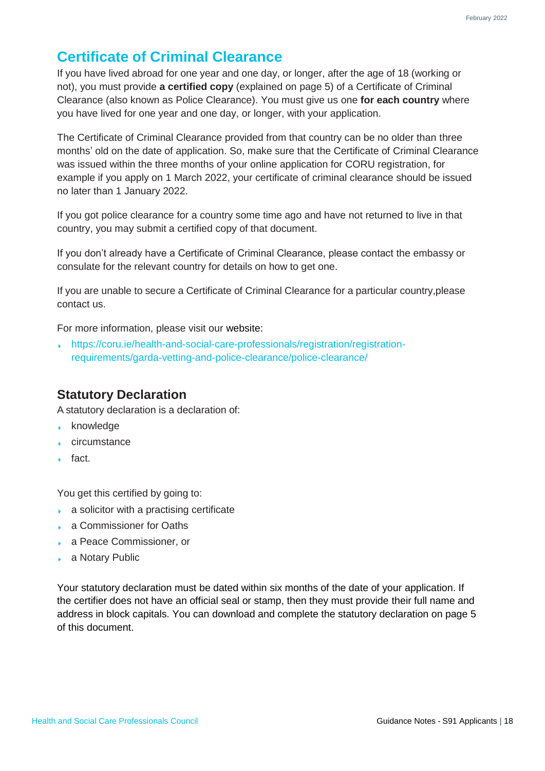## Certificate of Criminal Clearance

If you have lived abroad for one year and one day, or longer, after the age of 18 (working or not), you must provide **a certified copy** (explained on page 5) of a Certificate of Criminal Clearance (also known as Police Clearance). You must give us one **for each country** where you have lived for one year and one day, or longer, with your application.

The Certificate of Criminal Clearance provided from that country can be no older than three months' old on the date of application. So, make sure that the Certificate of Criminal Clearance was issued within the three months of your online application for CORU registration, for example if you apply on 1 March 2022, your certificate of criminal clearance should be issued no later than 1 January 2022.

If you got police clearance for a country some time ago and have not returned to live in that country, you may submit a certified copy of that document.

If you don't already have a Certificate of Criminal Clearance, please contact the embassy or consulate for the relevant country for details on how to get one.

If you are unable to secure a Certificate of Criminal Clearance for a particular country,please contact us.

For more information, please visit our website:

- https://coru.ie/health-and-social-care-professionals/registration/registration-requirements/garda-vetting-and-police-clearance/police-clearance/

### Statutory Declaration

A statutory declaration is a declaration of:

- knowledge
- circumstance
- fact.

You get this certified by going to:

- a solicitor with a practising certificate
- a Commissioner for Oaths
- a Peace Commissioner, or
- a Notary Public

Your statutory declaration must be dated within six months of the date of your application. If the certifier does not have an official seal or stamp, then they must provide their full name and address in block capitals. You can download and complete the statutory declaration on page 5 of this document.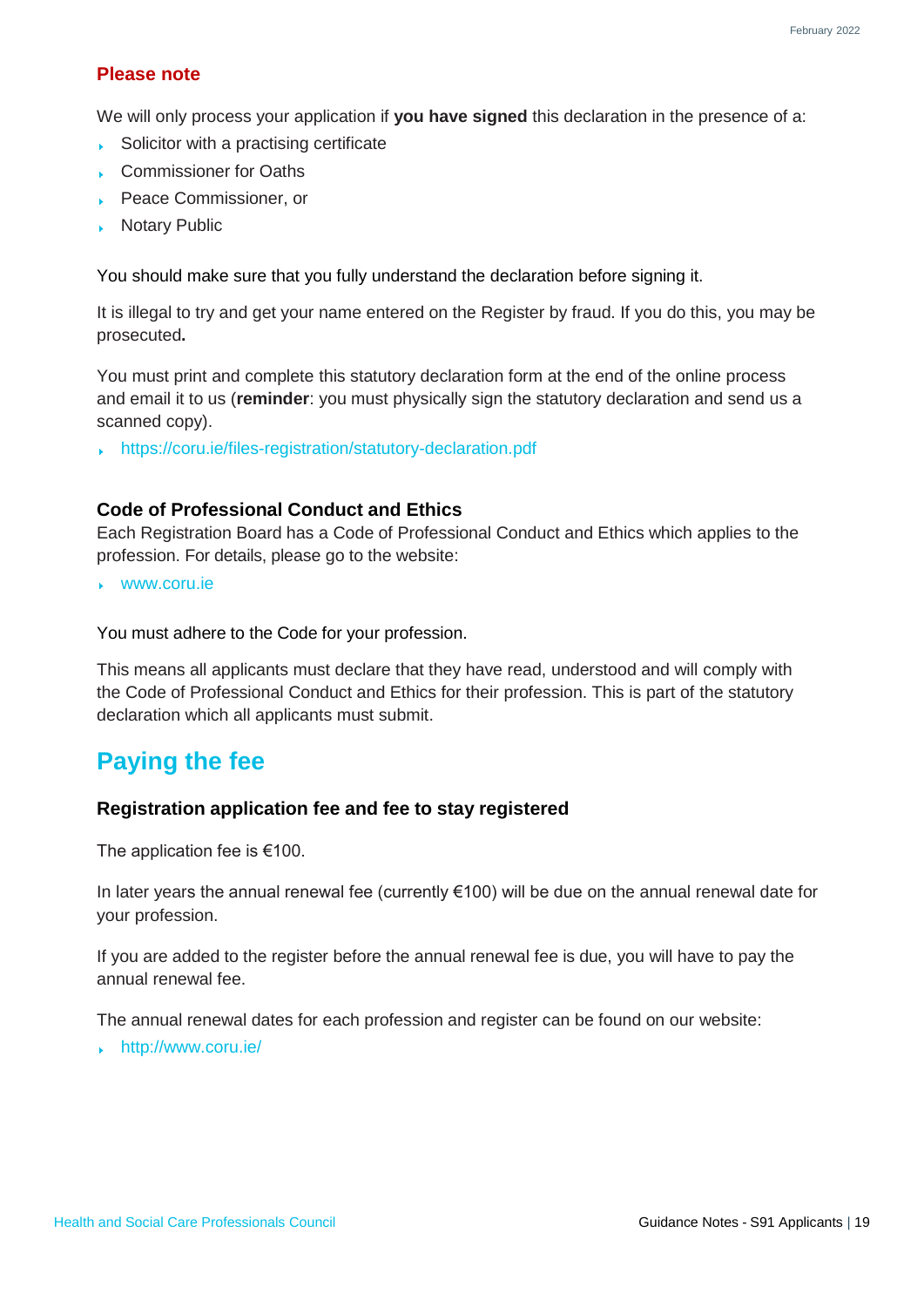**Please note**

We will only process your application if **you have signed** this declaration in the presence of a:

- Solicitor with a practising certificate
- Commissioner for Oaths
- Peace Commissioner, or
- Notary Public

You should make sure that you fully understand the declaration before signing it.

It is illegal to try and get your name entered on the Register by fraud. If you do this, you may be prosecuted**.**

You must print and complete this statutory declaration form at the end of the online process and email it to us (**reminder**: you must physically sign the statutory declaration and send us a scanned copy).

- https://coru.ie/files-registration/statutory-declaration.pdf

### Code of Professional Conduct and Ethics

Each Registration Board has a Code of Professional Conduct and Ethics which applies to the profession. For details, please go to the website:

- www.coru.ie

You must adhere to the Code for your profession.

This means all applicants must declare that they have read, understood and will comply with the Code of Professional Conduct and Ethics for their profession. This is part of the statutory declaration which all applicants must submit.

## Paying the fee

### Registration application fee and fee to stay registered

The application fee is €100.

In later years the annual renewal fee (currently €100) will be due on the annual renewal date for your profession.

If you are added to the register before the annual renewal fee is due, you will have to pay the annual renewal fee.

The annual renewal dates for each profession and register can be found on our website:

- http://www.coru.ie/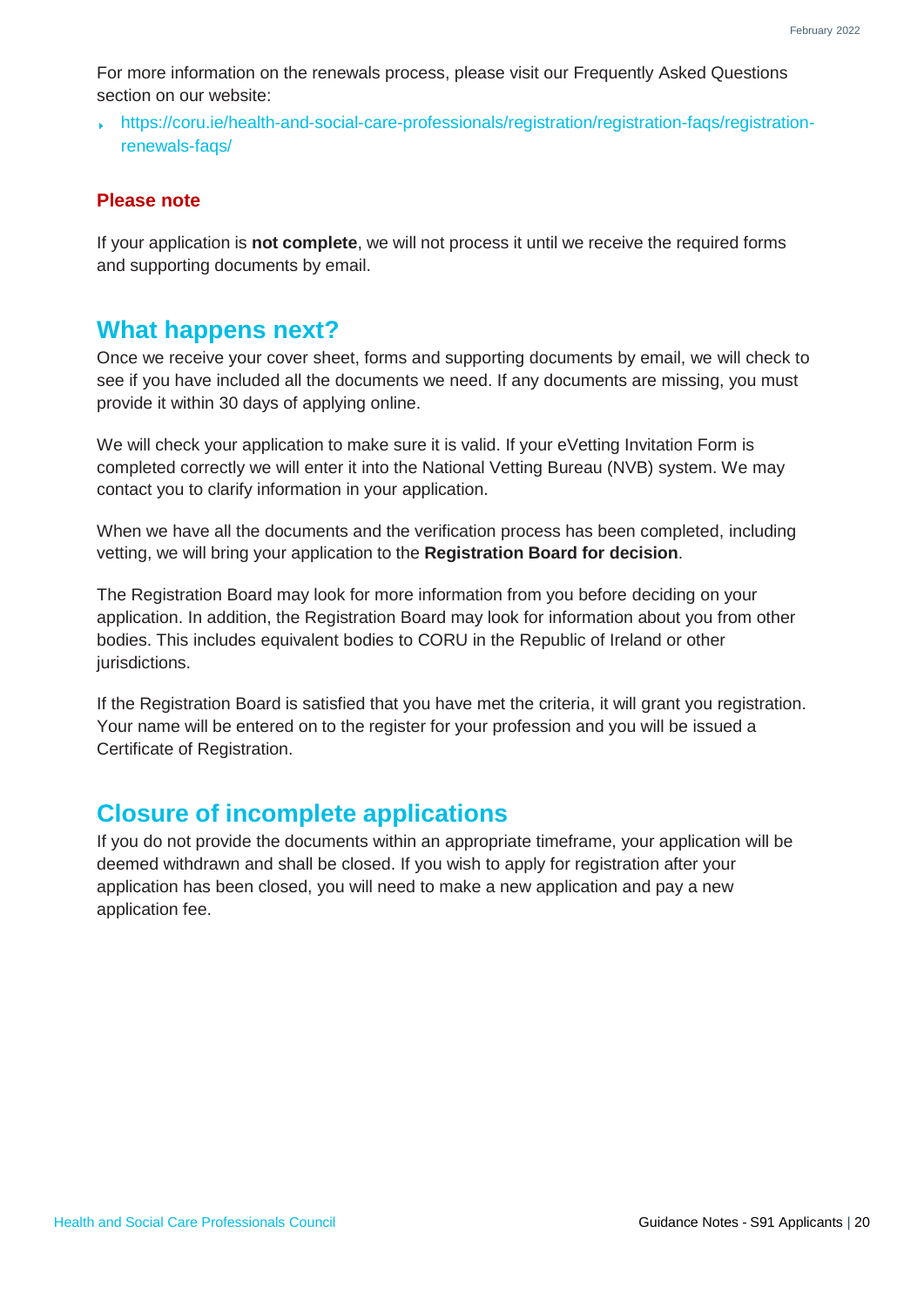For more information on the renewals process, please visit our Frequently Asked Questions section on our website:

- https://coru.ie/health-and-social-care-professionals/registration/registration-faqs/registration-renewals-faqs/

**Please note**

If your application is **not complete**, we will not process it until we receive the required forms and supporting documents by email.

## What happens next?

Once we receive your cover sheet, forms and supporting documents by email, we will check to see if you have included all the documents we need. If any documents are missing, you must provide it within 30 days of applying online.

We will check your application to make sure it is valid. If your eVetting Invitation Form is completed correctly we will enter it into the National Vetting Bureau (NVB) system. We may contact you to clarify information in your application.

When we have all the documents and the verification process has been completed, including vetting, we will bring your application to the **Registration Board for decision**.

The Registration Board may look for more information from you before deciding on your application. In addition, the Registration Board may look for information about you from other bodies. This includes equivalent bodies to CORU in the Republic of Ireland or other jurisdictions.

If the Registration Board is satisfied that you have met the criteria, it will grant you registration. Your name will be entered on to the register for your profession and you will be issued a Certificate of Registration.

## Closure of incomplete applications

If you do not provide the documents within an appropriate timeframe, your application will be deemed withdrawn and shall be closed. If you wish to apply for registration after your application has been closed, you will need to make a new application and pay a new application fee.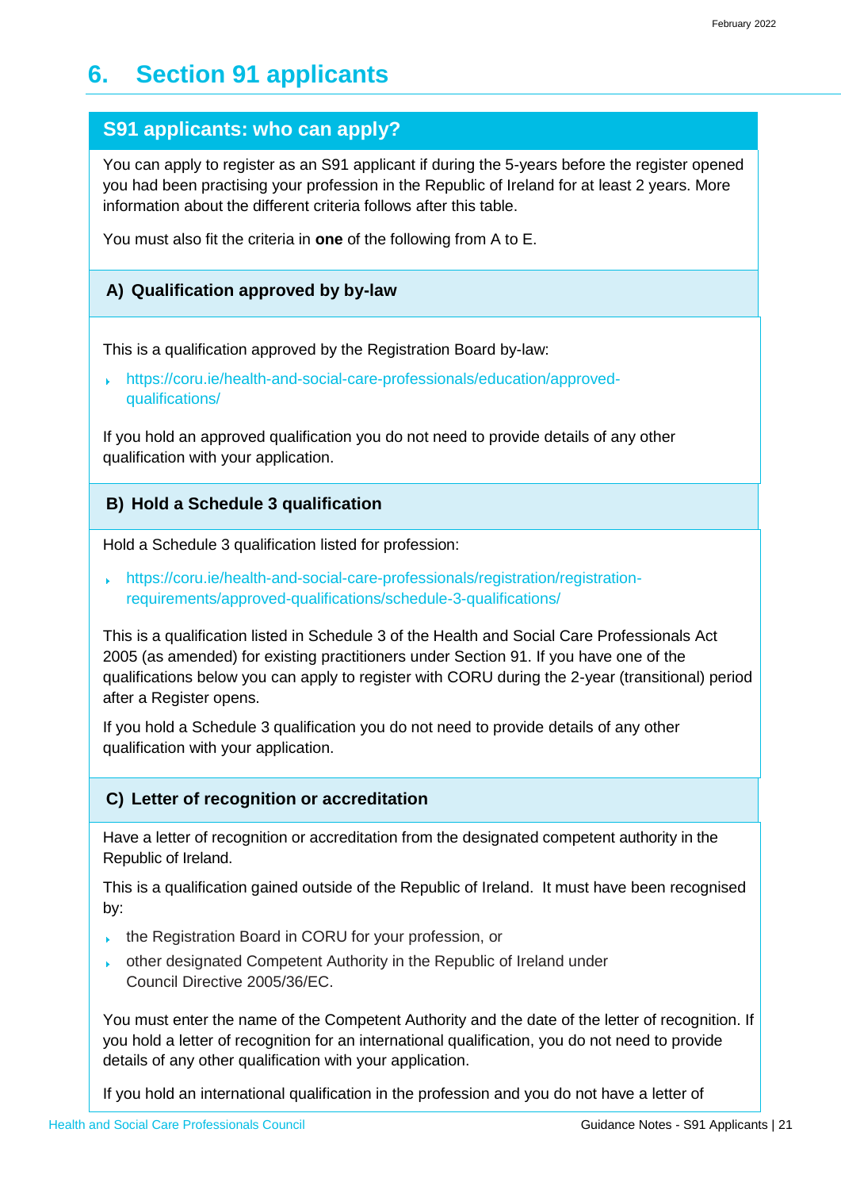# 6. Section 91 applicants

## S91 applicants: who can apply?

You can apply to register as an S91 applicant if during the 5-years before the register opened you had been practising your profession in the Republic of Ireland for at least 2 years. More information about the different criteria follows after this table.

You must also fit the criteria in **one** of the following from A to E.

### A) Qualification approved by by-law

This is a qualification approved by the Registration Board by-law:

- https://coru.ie/health-and-social-care-professionals/education/approved-qualifications/

If you hold an approved qualification you do not need to provide details of any other qualification with your application.

### B) Hold a Schedule 3 qualification

Hold a Schedule 3 qualification listed for profession:

- https://coru.ie/health-and-social-care-professionals/registration/registration-requirements/approved-qualifications/schedule-3-qualifications/

This is a qualification listed in Schedule 3 of the Health and Social Care Professionals Act 2005 (as amended) for existing practitioners under Section 91. If you have one of the qualifications below you can apply to register with CORU during the 2-year (transitional) period after a Register opens.

If you hold a Schedule 3 qualification you do not need to provide details of any other qualification with your application.

### C) Letter of recognition or accreditation

Have a letter of recognition or accreditation from the designated competent authority in the Republic of Ireland.

This is a qualification gained outside of the Republic of Ireland. It must have been recognised by:

- the Registration Board in CORU for your profession, or
- other designated Competent Authority in the Republic of Ireland under Council Directive 2005/36/EC.

You must enter the name of the Competent Authority and the date of the letter of recognition. If you hold a letter of recognition for an international qualification, you do not need to provide details of any other qualification with your application.

If you hold an international qualification in the profession and you do not have a letter of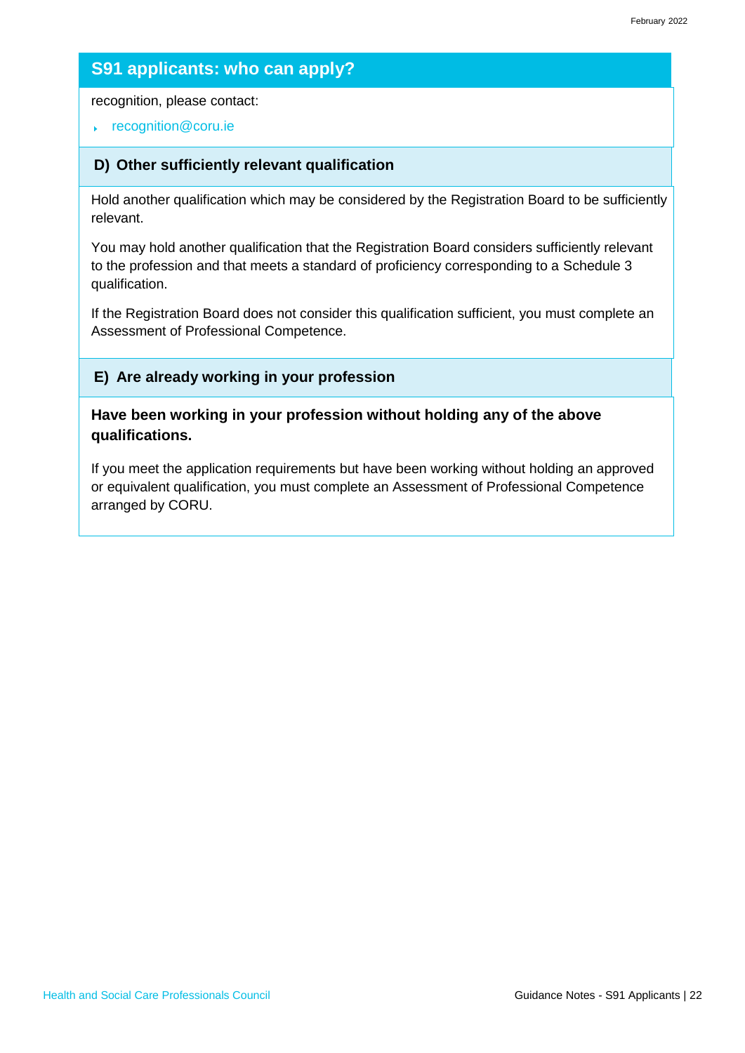## S91 applicants: who can apply?

recognition, please contact:

- recognition@coru.ie

### D) Other sufficiently relevant qualification

Hold another qualification which may be considered by the Registration Board to be sufficiently relevant.

You may hold another qualification that the Registration Board considers sufficiently relevant to the profession and that meets a standard of proficiency corresponding to a Schedule 3 qualification.

If the Registration Board does not consider this qualification sufficient, you must complete an Assessment of Professional Competence.

### E) Are already working in your profession

**Have been working in your profession without holding any of the above qualifications.**

If you meet the application requirements but have been working without holding an approved or equivalent qualification, you must complete an Assessment of Professional Competence arranged by CORU.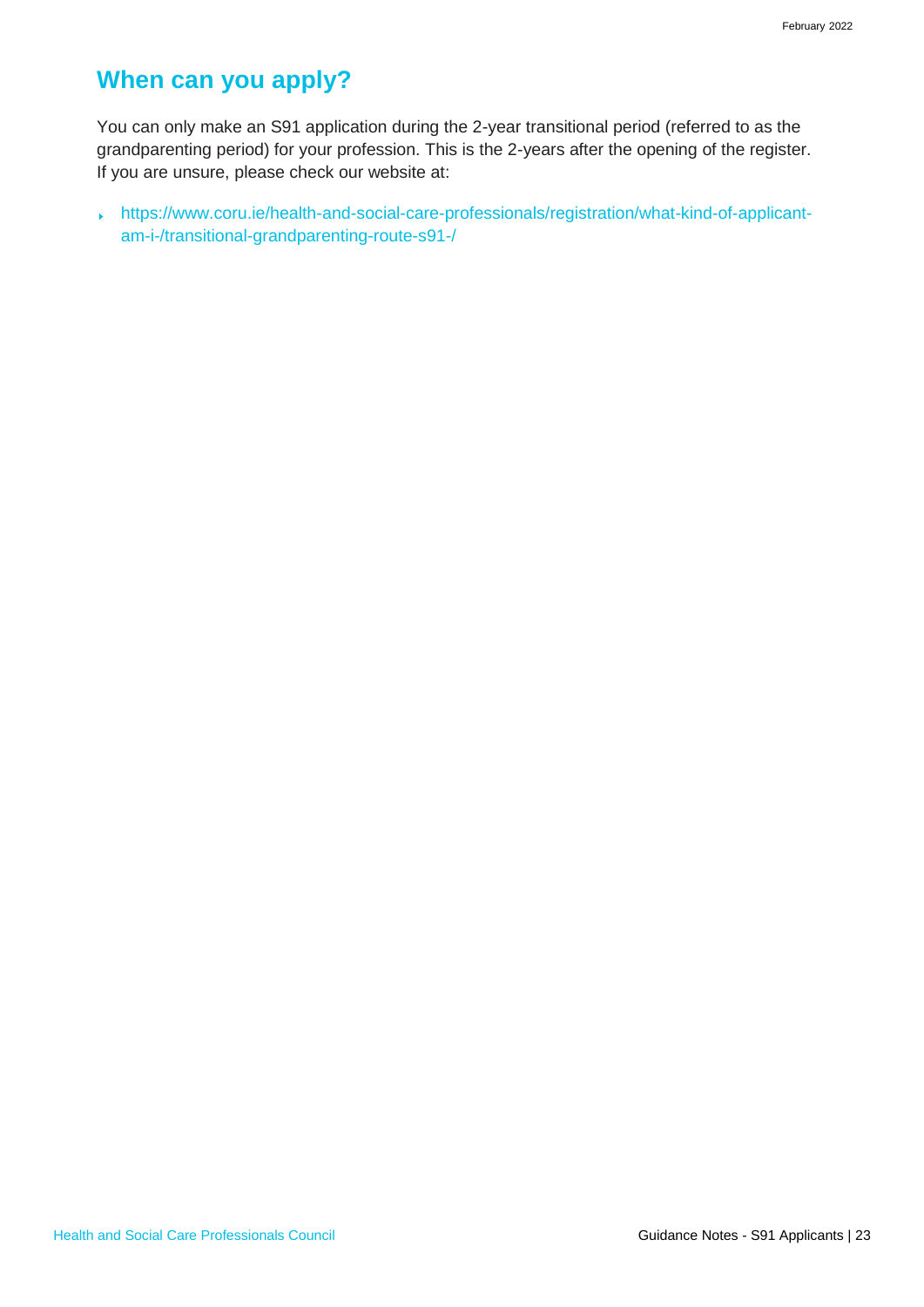## When can you apply?

You can only make an S91 application during the 2-year transitional period (referred to as the grandparenting period) for your profession. This is the 2-years after the opening of the register. If you are unsure, please check our website at:

- https://www.coru.ie/health-and-social-care-professionals/registration/what-kind-of-applicant-am-i-/transitional-grandparenting-route-s91-/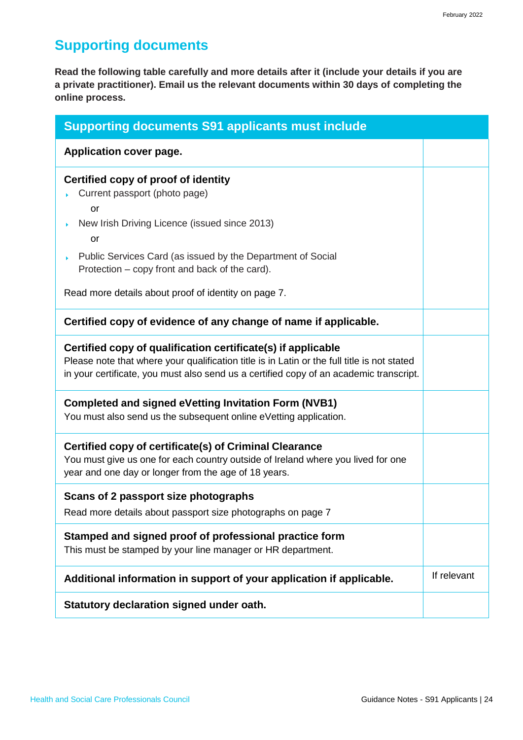## Supporting documents

**Read the following table carefully and more details after it (include your details if you are a private practitioner). Email us the relevant documents within 30 days of completing the online process.**

| Supporting documents S91 applicants must include | |
|---|---|
| **Application cover page.** | |
| **Certified copy of proof of identity**<br>- Current passport (photo page)<br>or<br>- New Irish Driving Licence (issued since 2013)<br>or<br>- Public Services Card (as issued by the Department of Social Protection – copy front and back of the card).<br><br>Read more details about proof of identity on page 7. | |
| **Certified copy of evidence of any change of name if applicable.** | |
| **Certified copy of qualification certificate(s) if applicable**<br>Please note that where your qualification title is in Latin or the full title is not stated in your certificate, you must also send us a certified copy of an academic transcript. | |
| **Completed and signed eVetting Invitation Form (NVB1)**<br>You must also send us the subsequent online eVetting application. | |
| **Certified copy of certificate(s) of Criminal Clearance**<br>You must give us one for each country outside of Ireland where you lived for one year and one day or longer from the age of 18 years. | |
| **Scans of 2 passport size photographs**<br>Read more details about passport size photographs on page 7 | |
| **Stamped and signed proof of professional practice form**<br>This must be stamped by your line manager or HR department. | |
| **Additional information in support of your application if applicable.** | If relevant |
| **Statutory declaration signed under oath.** | |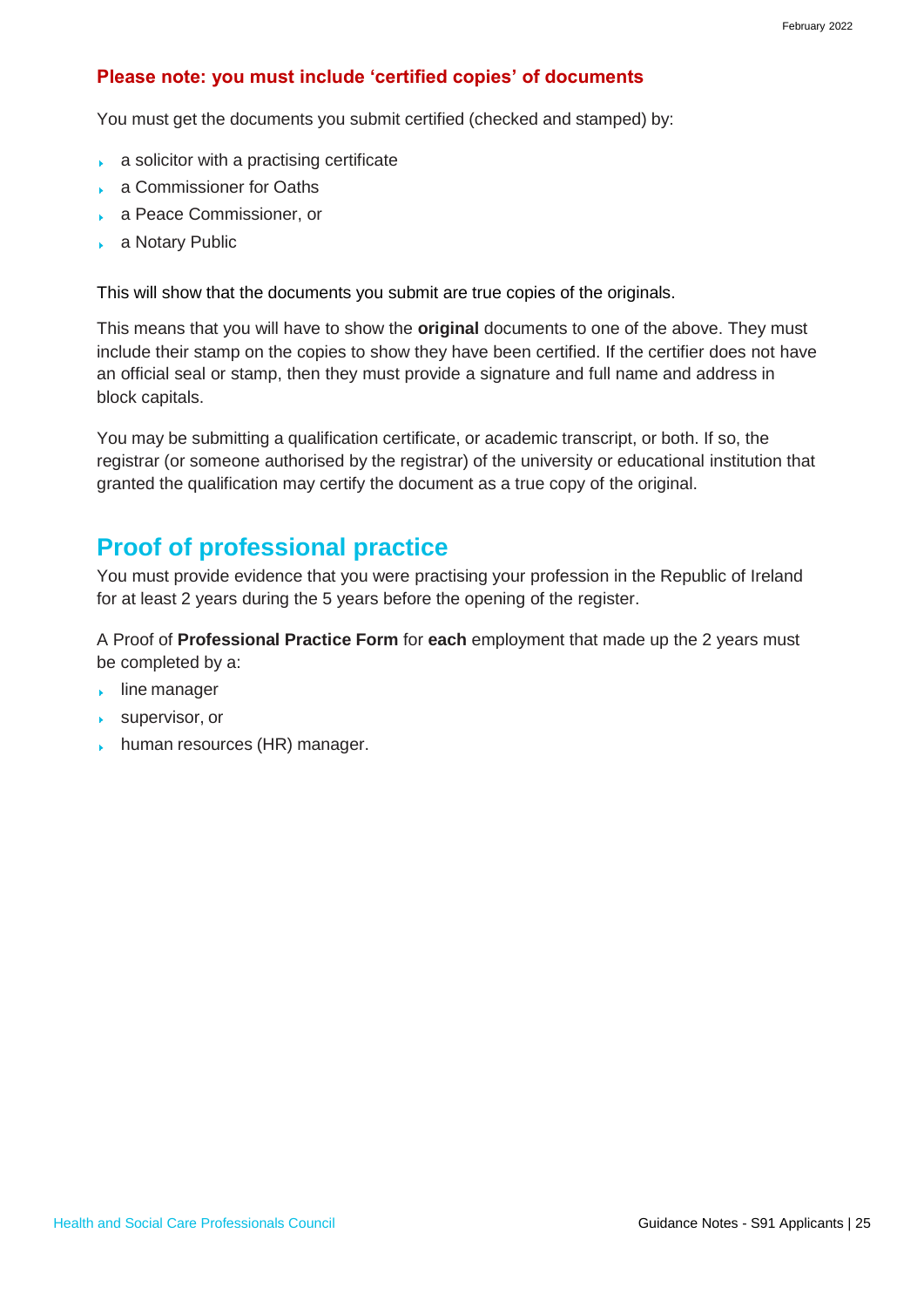**Please note: you must include 'certified copies' of documents**

You must get the documents you submit certified (checked and stamped) by:

- a solicitor with a practising certificate
- a Commissioner for Oaths
- a Peace Commissioner, or
- a Notary Public

This will show that the documents you submit are true copies of the originals.

This means that you will have to show the **original** documents to one of the above. They must include their stamp on the copies to show they have been certified. If the certifier does not have an official seal or stamp, then they must provide a signature and full name and address in block capitals.

You may be submitting a qualification certificate, or academic transcript, or both. If so, the registrar (or someone authorised by the registrar) of the university or educational institution that granted the qualification may certify the document as a true copy of the original.

## Proof of professional practice

You must provide evidence that you were practising your profession in the Republic of Ireland for at least 2 years during the 5 years before the opening of the register.

A Proof of **Professional Practice Form** for **each** employment that made up the 2 years must be completed by a:

- line manager
- supervisor, or
- human resources (HR) manager.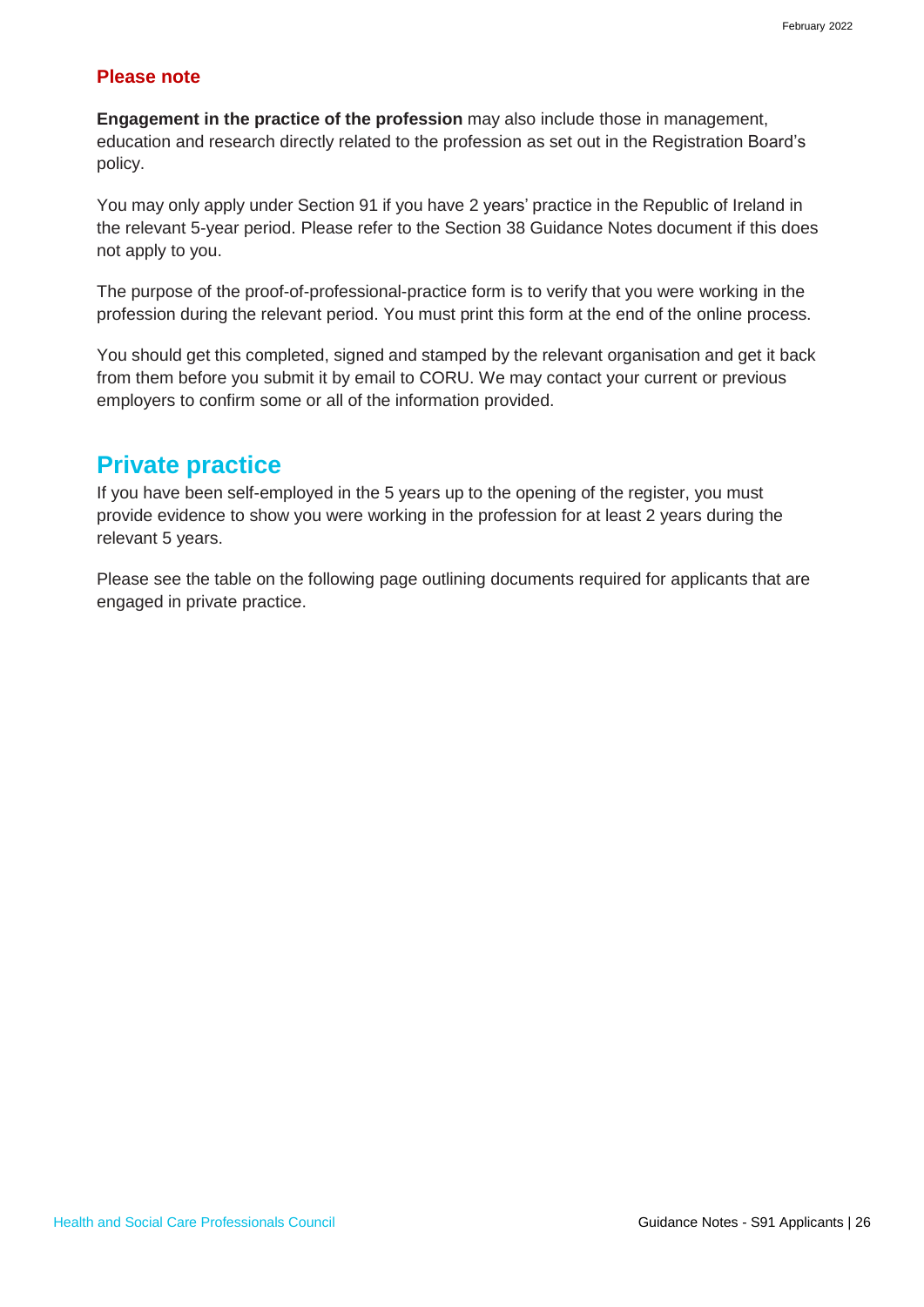### Please note

**Engagement in the practice of the profession** may also include those in management, education and research directly related to the profession as set out in the Registration Board's policy.

You may only apply under Section 91 if you have 2 years' practice in the Republic of Ireland in the relevant 5-year period. Please refer to the Section 38 Guidance Notes document if this does not apply to you.

The purpose of the proof-of-professional-practice form is to verify that you were working in the profession during the relevant period. You must print this form at the end of the online process.

You should get this completed, signed and stamped by the relevant organisation and get it back from them before you submit it by email to CORU. We may contact your current or previous employers to confirm some or all of the information provided.

## Private practice

If you have been self-employed in the 5 years up to the opening of the register, you must provide evidence to show you were working in the profession for at least 2 years during the relevant 5 years.

Please see the table on the following page outlining documents required for applicants that are engaged in private practice.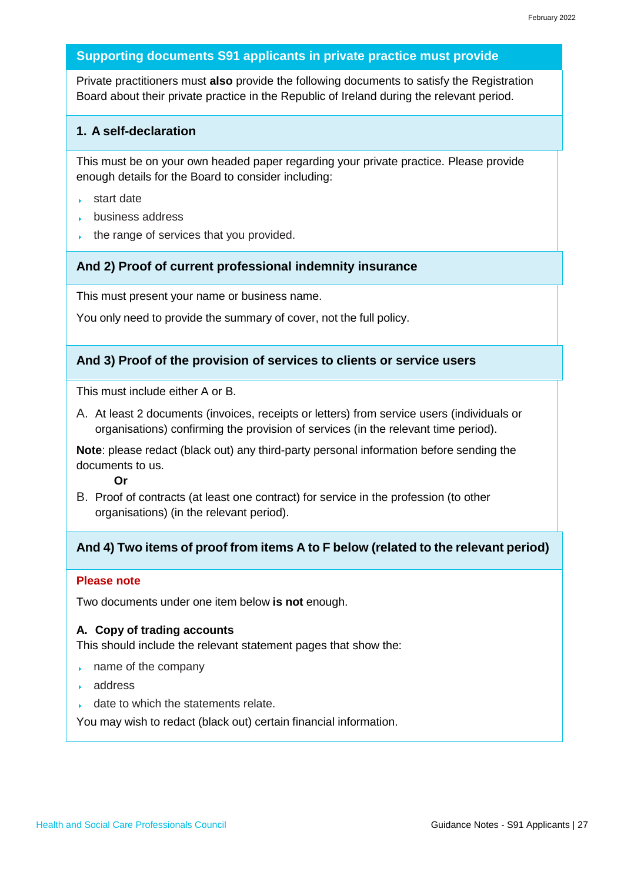## Supporting documents S91 applicants in private practice must provide

Private practitioners must **also** provide the following documents to satisfy the Registration Board about their private practice in the Republic of Ireland during the relevant period.

### 1. A self-declaration

This must be on your own headed paper regarding your private practice. Please provide enough details for the Board to consider including:

- start date
- business address
- the range of services that you provided.

### And 2) Proof of current professional indemnity insurance

This must present your name or business name.

You only need to provide the summary of cover, not the full policy.

### And 3) Proof of the provision of services to clients or service users

This must include either A or B.

A. At least 2 documents (invoices, receipts or letters) from service users (individuals or organisations) confirming the provision of services (in the relevant time period).

**Note**: please redact (black out) any third-party personal information before sending the documents to us.

**Or**

B. Proof of contracts (at least one contract) for service in the profession (to other organisations) (in the relevant period).

### And 4) Two items of proof from items A to F below (related to the relevant period)

**Please note**

Two documents under one item below **is not** enough.

**A. Copy of trading accounts**

This should include the relevant statement pages that show the:

- name of the company
- address
- date to which the statements relate.

You may wish to redact (black out) certain financial information.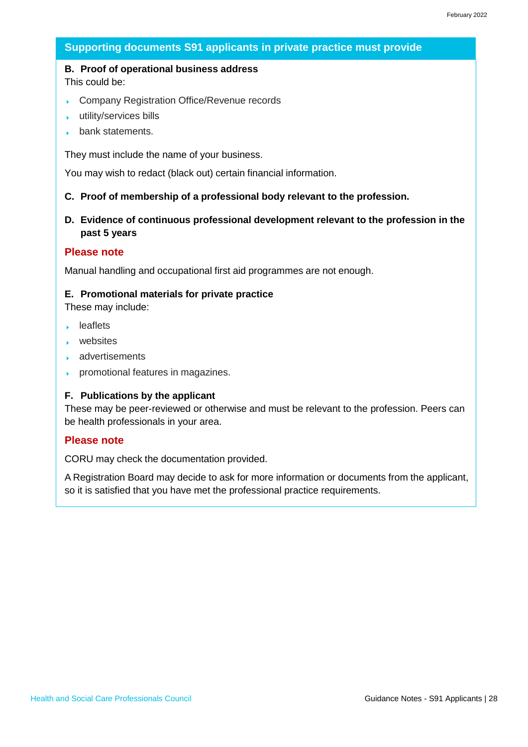## Supporting documents S91 applicants in private practice must provide

**B. Proof of operational business address**
This could be:

- Company Registration Office/Revenue records
- utility/services bills
- bank statements.

They must include the name of your business.

You may wish to redact (black out) certain financial information.

**C. Proof of membership of a professional body relevant to the profession.**

**D. Evidence of continuous professional development relevant to the profession in the past 5 years**

### Please note

Manual handling and occupational first aid programmes are not enough.

**E. Promotional materials for private practice**
These may include:

- leaflets
- websites
- advertisements
- promotional features in magazines.

**F. Publications by the applicant**
These may be peer-reviewed or otherwise and must be relevant to the profession. Peers can be health professionals in your area.

### Please note

CORU may check the documentation provided.

A Registration Board may decide to ask for more information or documents from the applicant, so it is satisfied that you have met the professional practice requirements.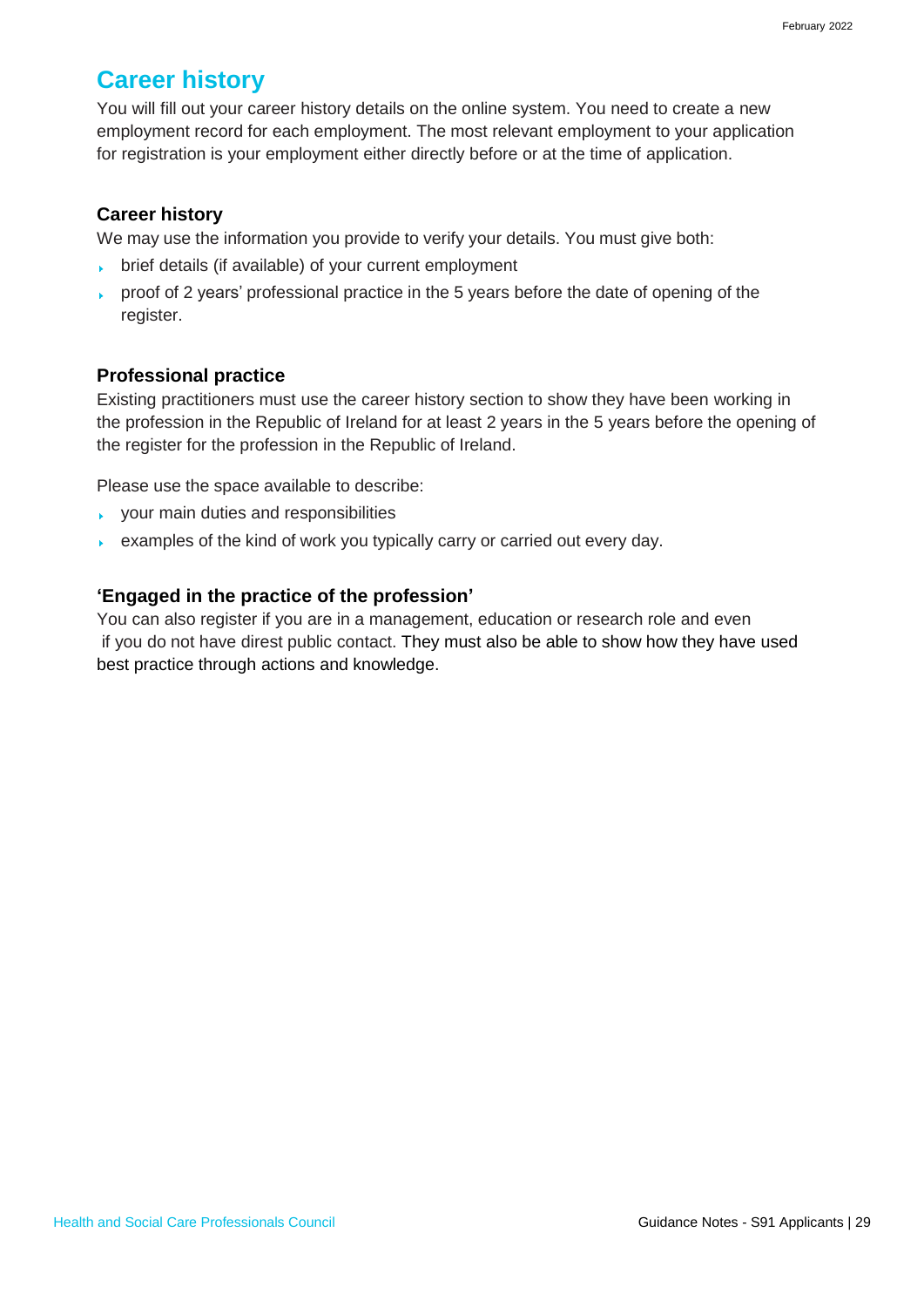## Career history

You will fill out your career history details on the online system. You need to create a new employment record for each employment. The most relevant employment to your application for registration is your employment either directly before or at the time of application.

### Career history

We may use the information you provide to verify your details. You must give both:

- brief details (if available) of your current employment
- proof of 2 years' professional practice in the 5 years before the date of opening of the register.

### Professional practice

Existing practitioners must use the career history section to show they have been working in the profession in the Republic of Ireland for at least 2 years in the 5 years before the opening of the register for the profession in the Republic of Ireland.

Please use the space available to describe:

- your main duties and responsibilities
- examples of the kind of work you typically carry or carried out every day.

### 'Engaged in the practice of the profession'

You can also register if you are in a management, education or research role and even if you do not have direst public contact. They must also be able to show how they have used best practice through actions and knowledge.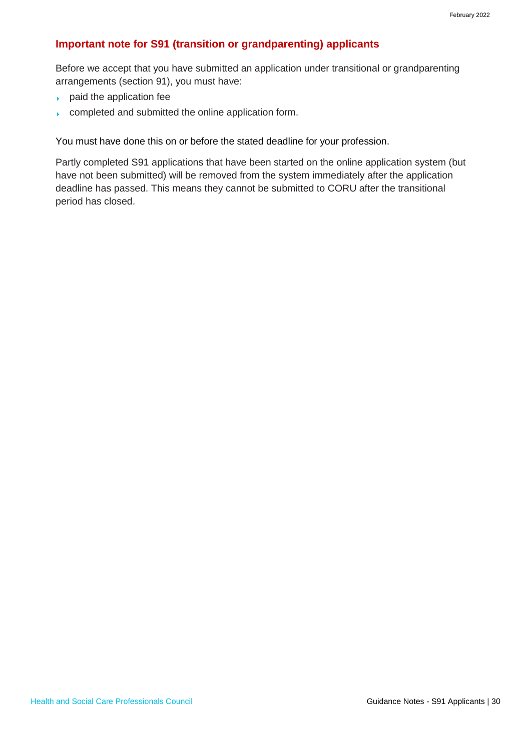## Important note for S91 (transition or grandparenting) applicants

Before we accept that you have submitted an application under transitional or grandparenting arrangements (section 91), you must have:

- paid the application fee
- completed and submitted the online application form.

You must have done this on or before the stated deadline for your profession.

Partly completed S91 applications that have been started on the online application system (but have not been submitted) will be removed from the system immediately after the application deadline has passed. This means they cannot be submitted to CORU after the transitional period has closed.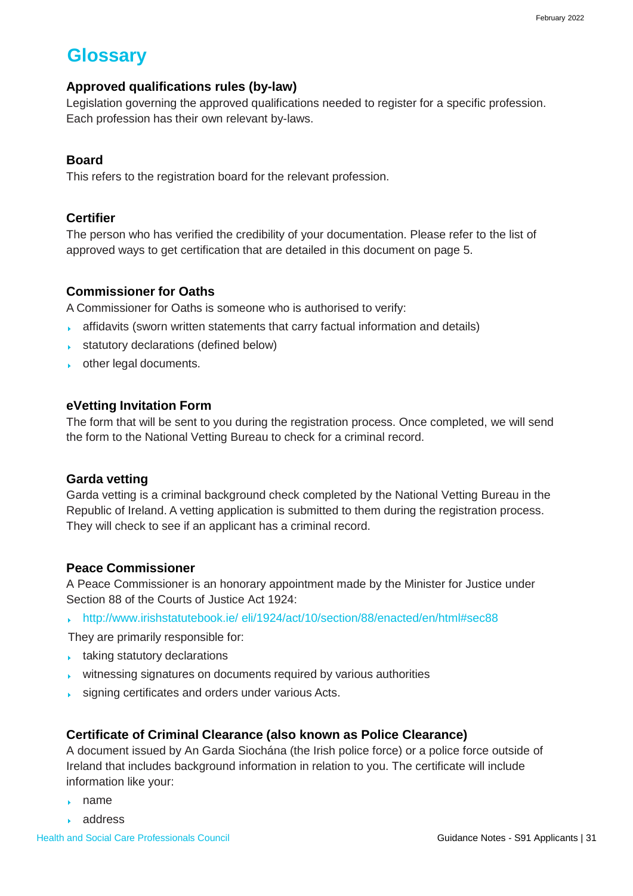# Glossary

### Approved qualifications rules (by-law)

Legislation governing the approved qualifications needed to register for a specific profession. Each profession has their own relevant by-laws.

### Board

This refers to the registration board for the relevant profession.

### Certifier

The person who has verified the credibility of your documentation. Please refer to the list of approved ways to get certification that are detailed in this document on page 5.

### Commissioner for Oaths

A Commissioner for Oaths is someone who is authorised to verify:

- affidavits (sworn written statements that carry factual information and details)
- statutory declarations (defined below)
- other legal documents.

### eVetting Invitation Form

The form that will be sent to you during the registration process. Once completed, we will send the form to the National Vetting Bureau to check for a criminal record.

### Garda vetting

Garda vetting is a criminal background check completed by the National Vetting Bureau in the Republic of Ireland. A vetting application is submitted to them during the registration process. They will check to see if an applicant has a criminal record.

### Peace Commissioner

A Peace Commissioner is an honorary appointment made by the Minister for Justice under Section 88 of the Courts of Justice Act 1924:

- http://www.irishstatutebook.ie/ eli/1924/act/10/section/88/enacted/en/html#sec88

They are primarily responsible for:

- taking statutory declarations
- witnessing signatures on documents required by various authorities
- signing certificates and orders under various Acts.

### Certificate of Criminal Clearance (also known as Police Clearance)

A document issued by An Garda Siochána (the Irish police force) or a police force outside of Ireland that includes background information in relation to you. The certificate will include information like your:

- name
- address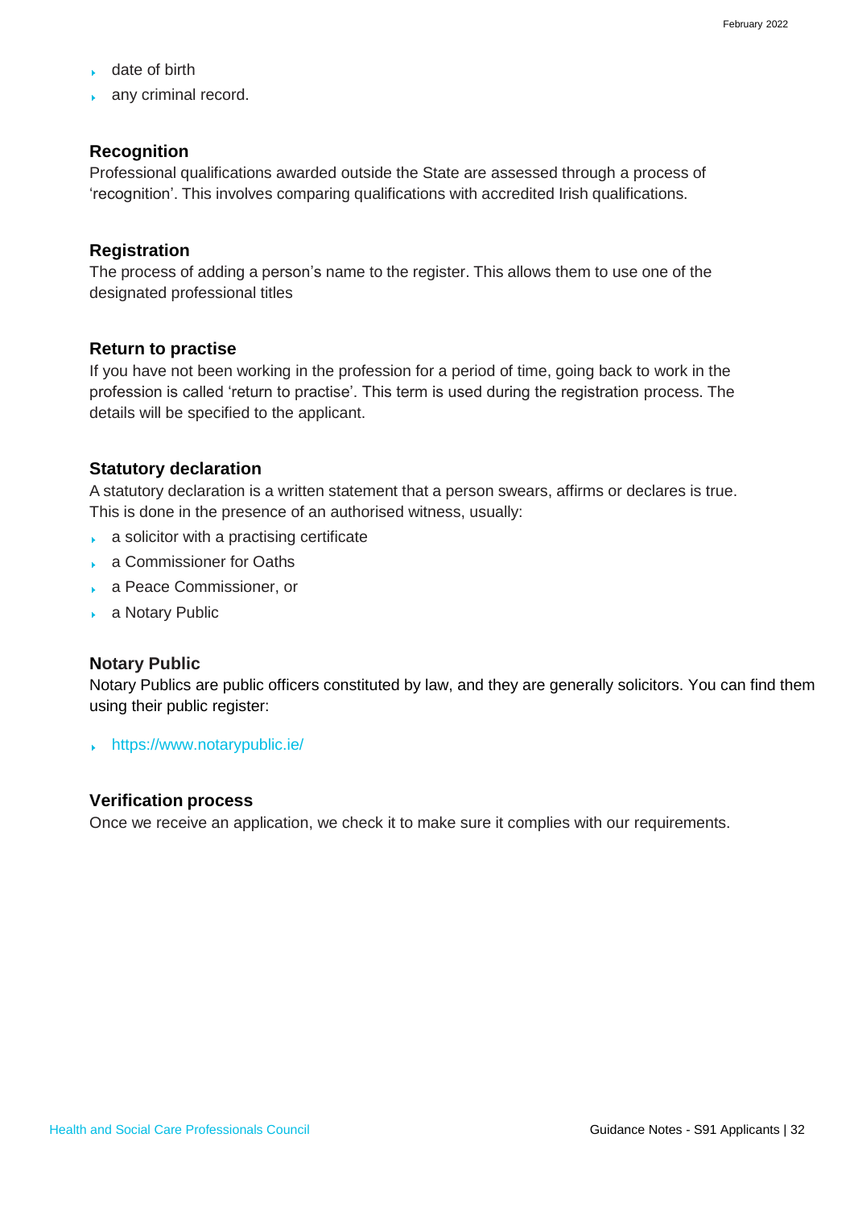- date of birth
- any criminal record.

### Recognition

Professional qualifications awarded outside the State are assessed through a process of 'recognition'. This involves comparing qualifications with accredited Irish qualifications.

### Registration

The process of adding a person's name to the register. This allows them to use one of the designated professional titles

### Return to practise

If you have not been working in the profession for a period of time, going back to work in the profession is called 'return to practise'. This term is used during the registration process. The details will be specified to the applicant.

### Statutory declaration

A statutory declaration is a written statement that a person swears, affirms or declares is true. This is done in the presence of an authorised witness, usually:

- a solicitor with a practising certificate
- a Commissioner for Oaths
- a Peace Commissioner, or
- a Notary Public

### Notary Public

Notary Publics are public officers constituted by law, and they are generally solicitors. You can find them using their public register:

- https://www.notarypublic.ie/

### Verification process

Once we receive an application, we check it to make sure it complies with our requirements.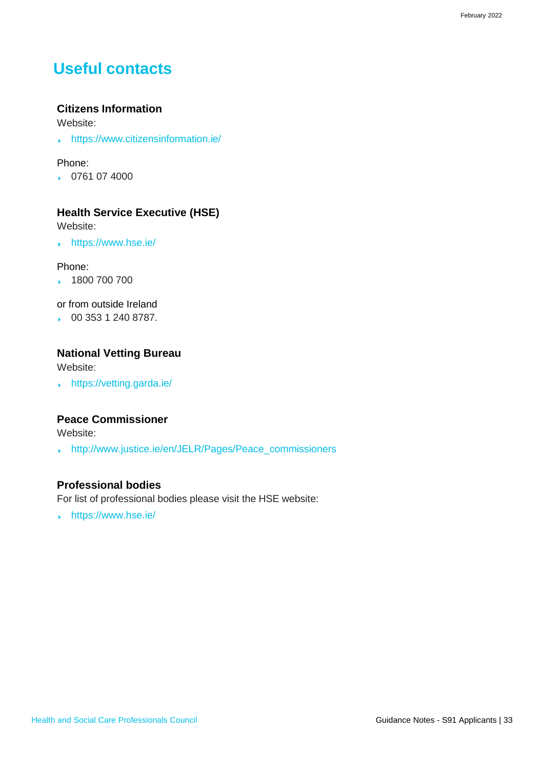# Useful contacts

### Citizens Information

Website:

- https://www.citizensinformation.ie/

Phone:

- 0761 07 4000

### Health Service Executive (HSE)

Website:

- https://www.hse.ie/

Phone:

- 1800 700 700

or from outside Ireland

- 00 353 1 240 8787.

### National Vetting Bureau

Website:

- https://vetting.garda.ie/

### Peace Commissioner

Website:

- http://www.justice.ie/en/JELR/Pages/Peace_commissioners

### Professional bodies

For list of professional bodies please visit the HSE website:

- https://www.hse.ie/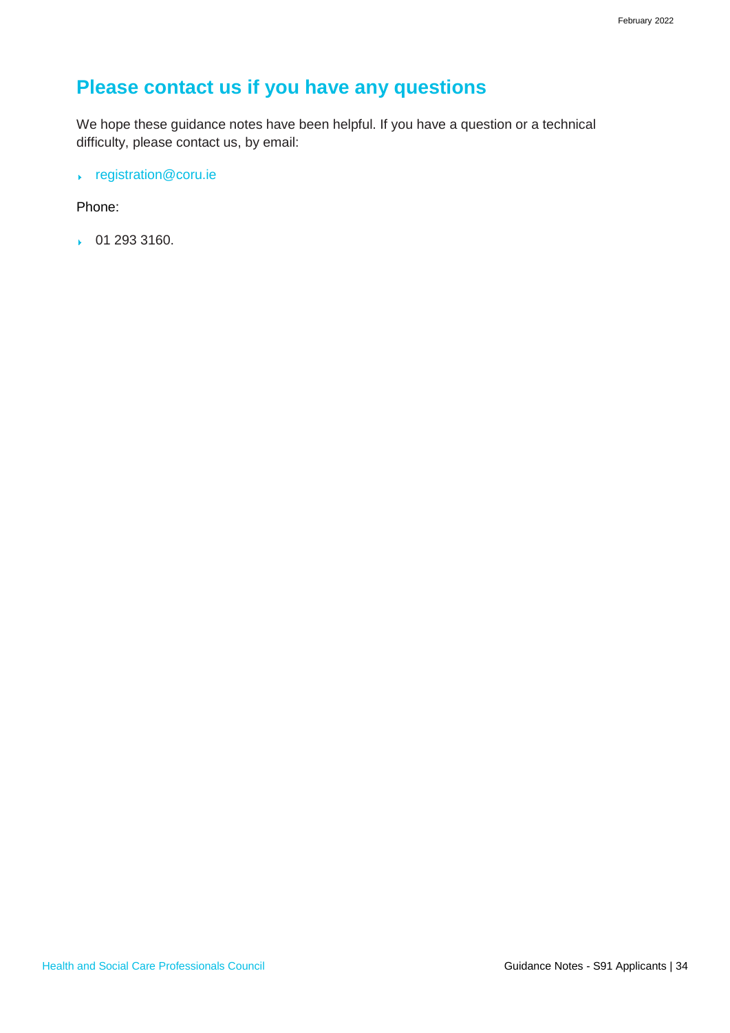## Please contact us if you have any questions

We hope these guidance notes have been helpful. If you have a question or a technical difficulty, please contact us, by email:

- registration@coru.ie

Phone:

- 01 293 3160.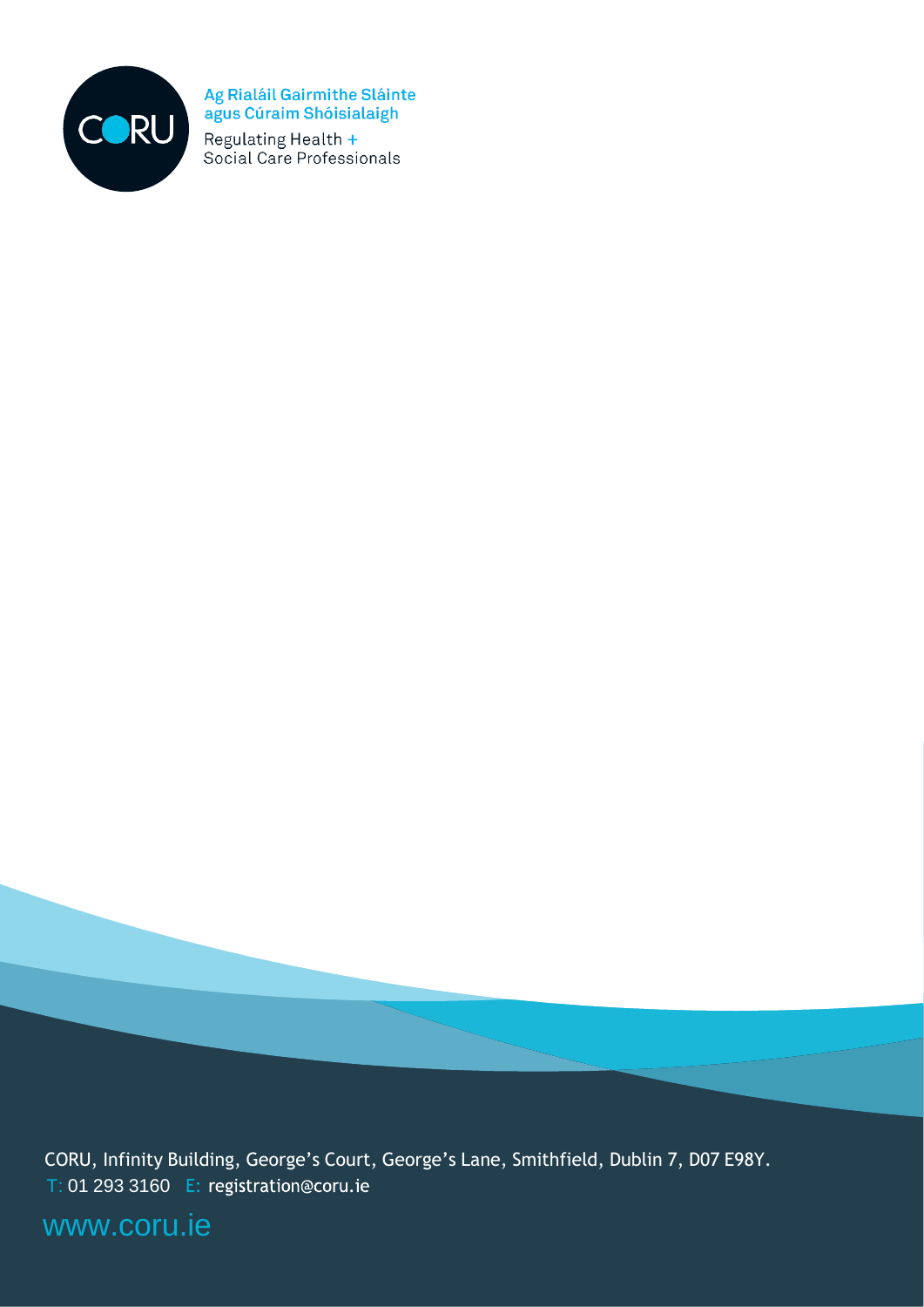CORU

Ag Rialáil Gairmithe Sláinte agus Cúraim Shóisialaigh

Regulating Health + Social Care Professionals

CORU, Infinity Building, George's Court, George's Lane, Smithfield, Dublin 7, D07 E98Y.

T: 01 293 3160 E: registration@coru.ie

www.coru.ie